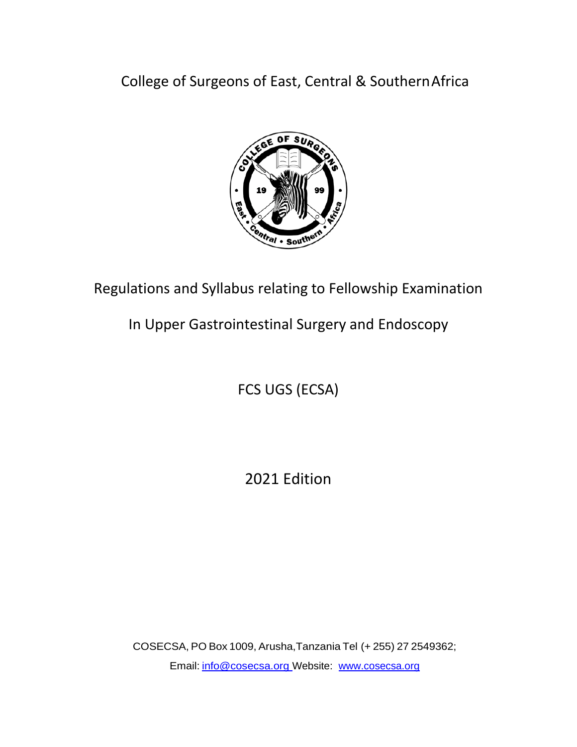# College of Surgeons of East, Central & Southern Africa

## Regulations and Syllabus relating to Fellowship Examination

## In Upper Gastrointestinal Surgery and Endoscopy

## FCS UGS (ECSA)

## 2021 Edition

COSECSA, PO Box 1009, Arusha, Tanzania Tel (+ 255) 27 2549362;

Email: info@cosecsa.org Website: www.cosecsa.org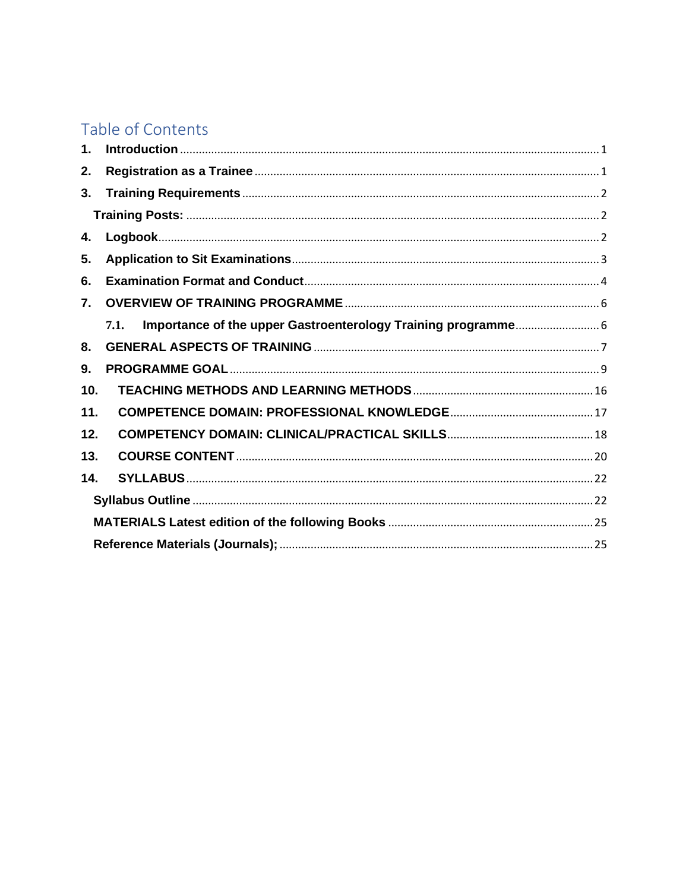# Table of Contents

1. **Introduction** ..... 1
2. **Registration as a Trainee** ..... 1
3. **Training Requirements** ..... 2
   - **Training Posts:** ..... 2
4. **Logbook** ..... 2
5. **Application to Sit Examinations** ..... 3
6. **Examination Format and Conduct** ..... 4
7. **OVERVIEW OF TRAINING PROGRAMME** ..... 6
   - 7.1. **Importance of the upper Gastroenterology Training programme** ..... 6
8. **GENERAL ASPECTS OF TRAINING** ..... 7
9. **PROGRAMME GOAL** ..... 9
10. **TEACHING METHODS AND LEARNING METHODS** ..... 16
11. **COMPETENCE DOMAIN: PROFESSIONAL KNOWLEDGE** ..... 17
12. **COMPETENCY DOMAIN: CLINICAL/PRACTICAL SKILLS** ..... 18
13. **COURSE CONTENT** ..... 20
14. **SYLLABUS** ..... 22
    - **Syllabus Outline** ..... 22
    - **MATERIALS Latest edition of the following Books** ..... 25
    - **Reference Materials (Journals);** ..... 25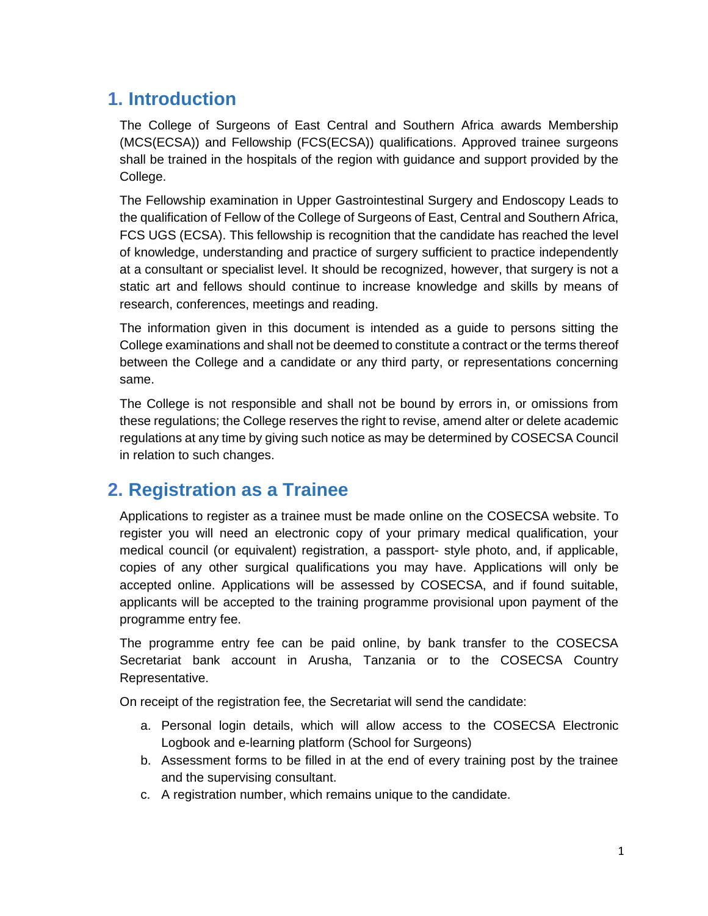## 1. Introduction

The College of Surgeons of East Central and Southern Africa awards Membership (MCS(ECSA)) and Fellowship (FCS(ECSA)) qualifications. Approved trainee surgeons shall be trained in the hospitals of the region with guidance and support provided by the College.

The Fellowship examination in Upper Gastrointestinal Surgery and Endoscopy Leads to the qualification of Fellow of the College of Surgeons of East, Central and Southern Africa, FCS UGS (ECSA). This fellowship is recognition that the candidate has reached the level of knowledge, understanding and practice of surgery sufficient to practice independently at a consultant or specialist level. It should be recognized, however, that surgery is not a static art and fellows should continue to increase knowledge and skills by means of research, conferences, meetings and reading.

The information given in this document is intended as a guide to persons sitting the College examinations and shall not be deemed to constitute a contract or the terms thereof between the College and a candidate or any third party, or representations concerning same.

The College is not responsible and shall not be bound by errors in, or omissions from these regulations; the College reserves the right to revise, amend alter or delete academic regulations at any time by giving such notice as may be determined by COSECSA Council in relation to such changes.

## 2. Registration as a Trainee

Applications to register as a trainee must be made online on the COSECSA website. To register you will need an electronic copy of your primary medical qualification, your medical council (or equivalent) registration, a passport- style photo, and, if applicable, copies of any other surgical qualifications you may have. Applications will only be accepted online. Applications will be assessed by COSECSA, and if found suitable, applicants will be accepted to the training programme provisional upon payment of the programme entry fee.

The programme entry fee can be paid online, by bank transfer to the COSECSA Secretariat bank account in Arusha, Tanzania or to the COSECSA Country Representative.

On receipt of the registration fee, the Secretariat will send the candidate:

a. Personal login details, which will allow access to the COSECSA Electronic Logbook and e-learning platform (School for Surgeons)
b. Assessment forms to be filled in at the end of every training post by the trainee and the supervising consultant.
c. A registration number, which remains unique to the candidate.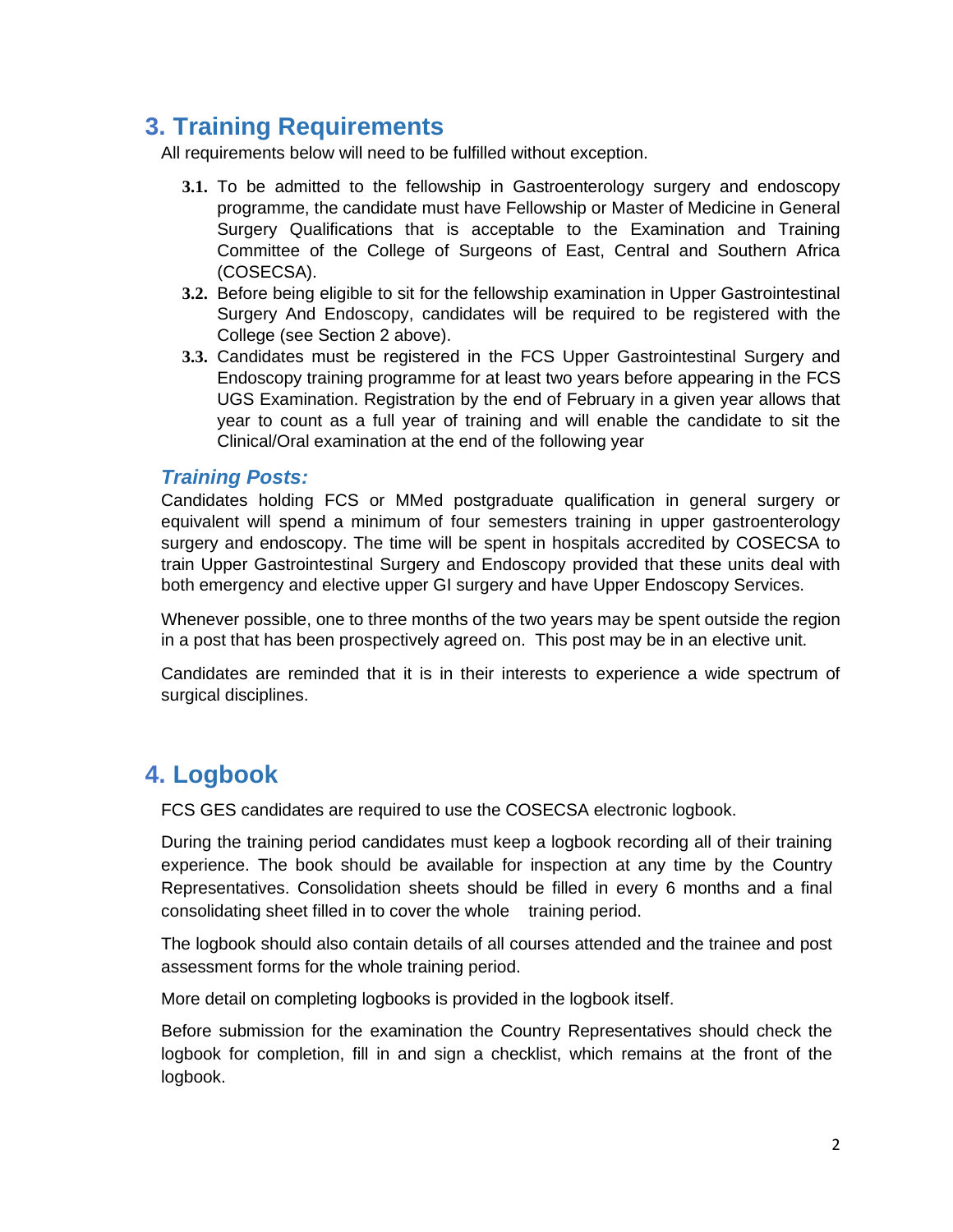## 3. Training Requirements

All requirements below will need to be fulfilled without exception.

**3.1.** To be admitted to the fellowship in Gastroenterology surgery and endoscopy programme, the candidate must have Fellowship or Master of Medicine in General Surgery Qualifications that is acceptable to the Examination and Training Committee of the College of Surgeons of East, Central and Southern Africa (COSECSA).

**3.2.** Before being eligible to sit for the fellowship examination in Upper Gastrointestinal Surgery And Endoscopy, candidates will be required to be registered with the College (see Section 2 above).

**3.3.** Candidates must be registered in the FCS Upper Gastrointestinal Surgery and Endoscopy training programme for at least two years before appearing in the FCS UGS Examination. Registration by the end of February in a given year allows that year to count as a full year of training and will enable the candidate to sit the Clinical/Oral examination at the end of the following year

### *Training Posts:*

Candidates holding FCS or MMed postgraduate qualification in general surgery or equivalent will spend a minimum of four semesters training in upper gastroenterology surgery and endoscopy. The time will be spent in hospitals accredited by COSECSA to train Upper Gastrointestinal Surgery and Endoscopy provided that these units deal with both emergency and elective upper GI surgery and have Upper Endoscopy Services.

Whenever possible, one to three months of the two years may be spent outside the region in a post that has been prospectively agreed on. This post may be in an elective unit.

Candidates are reminded that it is in their interests to experience a wide spectrum of surgical disciplines.

## 4. Logbook

FCS GES candidates are required to use the COSECSA electronic logbook.

During the training period candidates must keep a logbook recording all of their training experience. The book should be available for inspection at any time by the Country Representatives. Consolidation sheets should be filled in every 6 months and a final consolidating sheet filled in to cover the whole training period.

The logbook should also contain details of all courses attended and the trainee and post assessment forms for the whole training period.

More detail on completing logbooks is provided in the logbook itself.

Before submission for the examination the Country Representatives should check the logbook for completion, fill in and sign a checklist, which remains at the front of the logbook.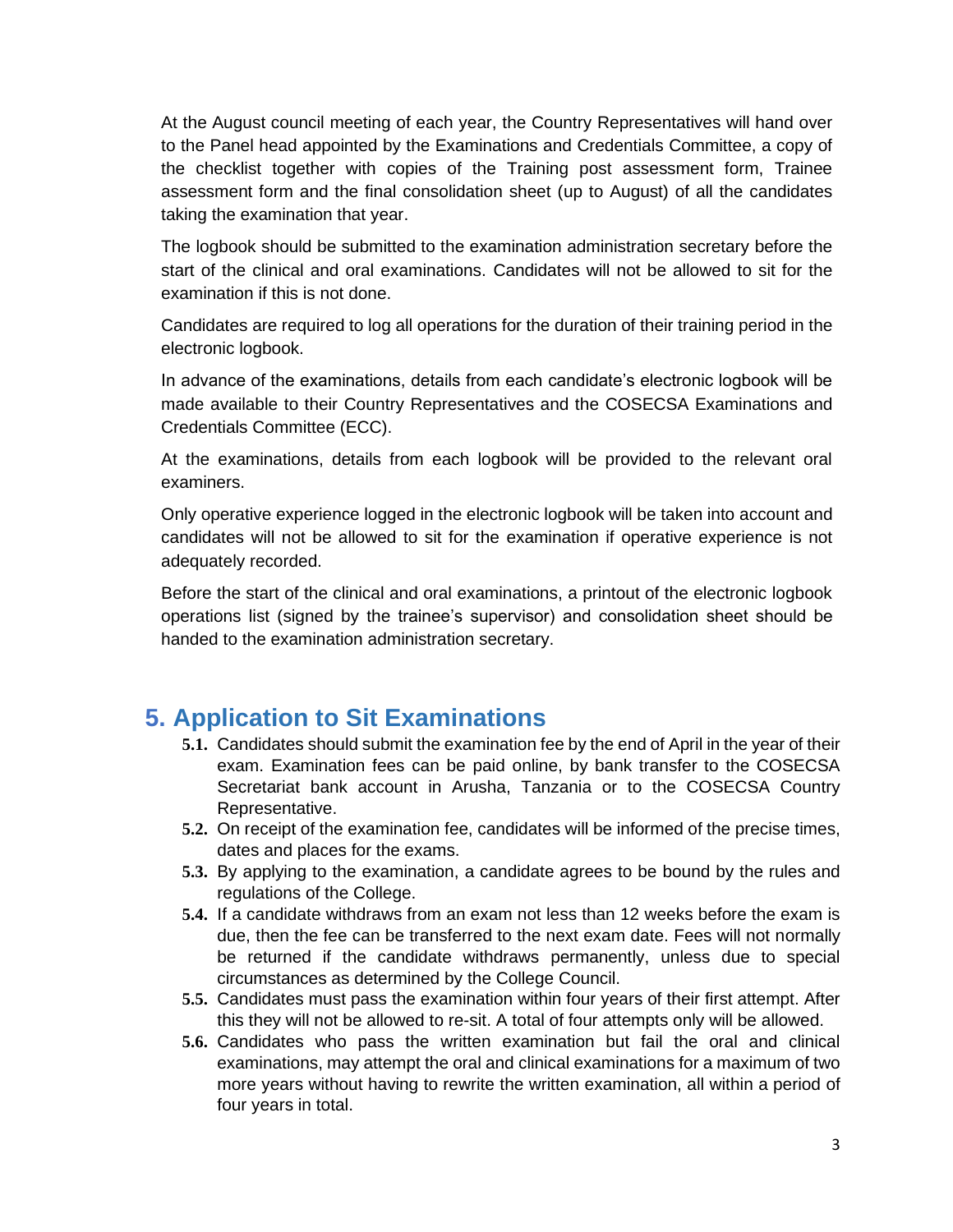At the August council meeting of each year, the Country Representatives will hand over to the Panel head appointed by the Examinations and Credentials Committee, a copy of the checklist together with copies of the Training post assessment form, Trainee assessment form and the final consolidation sheet (up to August) of all the candidates taking the examination that year.

The logbook should be submitted to the examination administration secretary before the start of the clinical and oral examinations. Candidates will not be allowed to sit for the examination if this is not done.

Candidates are required to log all operations for the duration of their training period in the electronic logbook.

In advance of the examinations, details from each candidate's electronic logbook will be made available to their Country Representatives and the COSECSA Examinations and Credentials Committee (ECC).

At the examinations, details from each logbook will be provided to the relevant oral examiners.

Only operative experience logged in the electronic logbook will be taken into account and candidates will not be allowed to sit for the examination if operative experience is not adequately recorded.

Before the start of the clinical and oral examinations, a printout of the electronic logbook operations list (signed by the trainee's supervisor) and consolidation sheet should be handed to the examination administration secretary.

## 5. Application to Sit Examinations

- **5.1.** Candidates should submit the examination fee by the end of April in the year of their exam. Examination fees can be paid online, by bank transfer to the COSECSA Secretariat bank account in Arusha, Tanzania or to the COSECSA Country Representative.
- **5.2.** On receipt of the examination fee, candidates will be informed of the precise times, dates and places for the exams.
- **5.3.** By applying to the examination, a candidate agrees to be bound by the rules and regulations of the College.
- **5.4.** If a candidate withdraws from an exam not less than 12 weeks before the exam is due, then the fee can be transferred to the next exam date. Fees will not normally be returned if the candidate withdraws permanently, unless due to special circumstances as determined by the College Council.
- **5.5.** Candidates must pass the examination within four years of their first attempt. After this they will not be allowed to re-sit. A total of four attempts only will be allowed.
- **5.6.** Candidates who pass the written examination but fail the oral and clinical examinations, may attempt the oral and clinical examinations for a maximum of two more years without having to rewrite the written examination, all within a period of four years in total.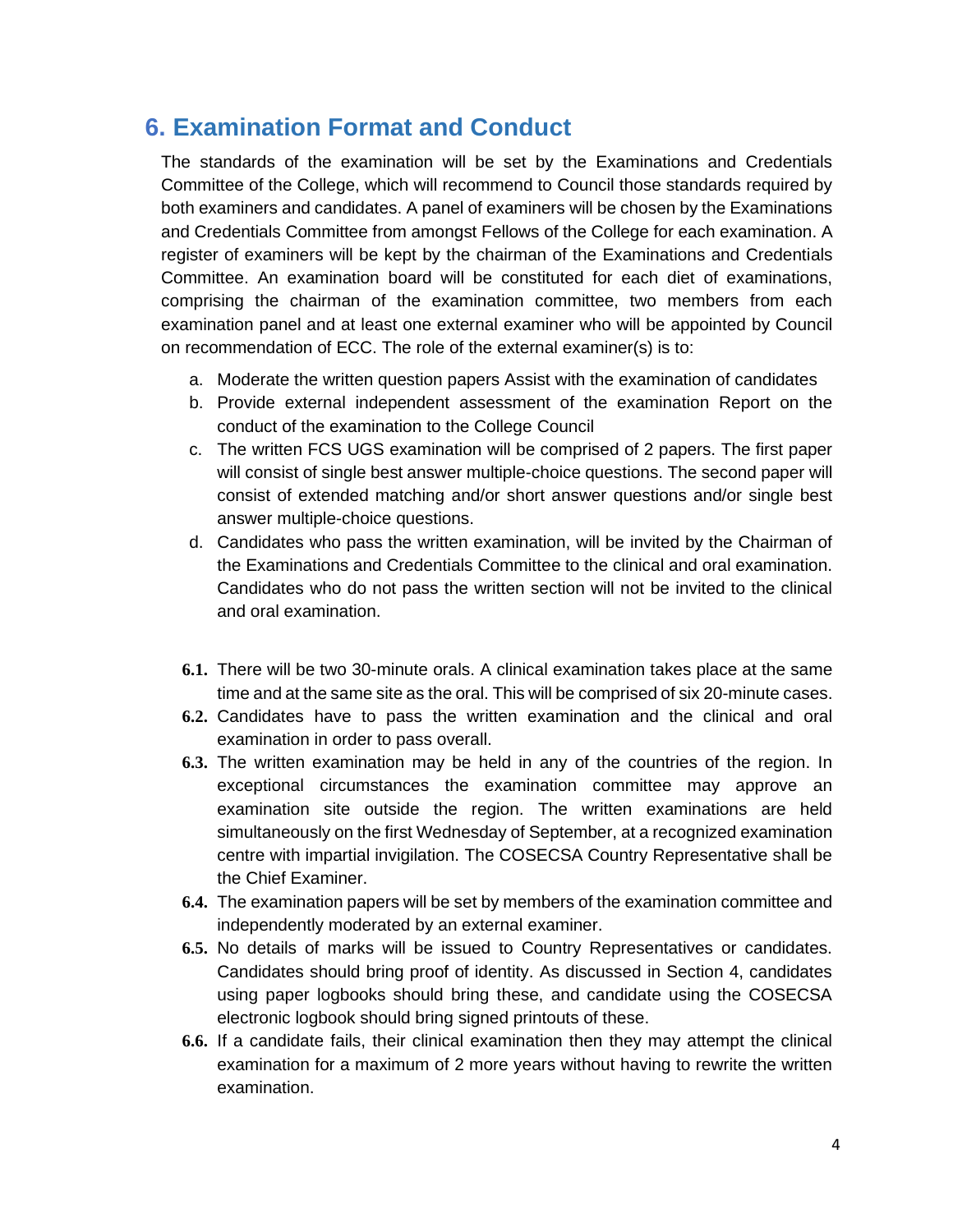# 6. Examination Format and Conduct

The standards of the examination will be set by the Examinations and Credentials Committee of the College, which will recommend to Council those standards required by both examiners and candidates. A panel of examiners will be chosen by the Examinations and Credentials Committee from amongst Fellows of the College for each examination. A register of examiners will be kept by the chairman of the Examinations and Credentials Committee. An examination board will be constituted for each diet of examinations, comprising the chairman of the examination committee, two members from each examination panel and at least one external examiner who will be appointed by Council on recommendation of ECC. The role of the external examiner(s) is to:

a. Moderate the written question papers Assist with the examination of candidates
b. Provide external independent assessment of the examination Report on the conduct of the examination to the College Council
c. The written FCS UGS examination will be comprised of 2 papers. The first paper will consist of single best answer multiple-choice questions. The second paper will consist of extended matching and/or short answer questions and/or single best answer multiple-choice questions.
d. Candidates who pass the written examination, will be invited by the Chairman of the Examinations and Credentials Committee to the clinical and oral examination. Candidates who do not pass the written section will not be invited to the clinical and oral examination.

**6.1.** There will be two 30-minute orals. A clinical examination takes place at the same time and at the same site as the oral. This will be comprised of six 20-minute cases.

**6.2.** Candidates have to pass the written examination and the clinical and oral examination in order to pass overall.

**6.3.** The written examination may be held in any of the countries of the region. In exceptional circumstances the examination committee may approve an examination site outside the region. The written examinations are held simultaneously on the first Wednesday of September, at a recognized examination centre with impartial invigilation. The COSECSA Country Representative shall be the Chief Examiner.

**6.4.** The examination papers will be set by members of the examination committee and independently moderated by an external examiner.

**6.5.** No details of marks will be issued to Country Representatives or candidates. Candidates should bring proof of identity. As discussed in Section 4, candidates using paper logbooks should bring these, and candidate using the COSECSA electronic logbook should bring signed printouts of these.

**6.6.** If a candidate fails, their clinical examination then they may attempt the clinical examination for a maximum of 2 more years without having to rewrite the written examination.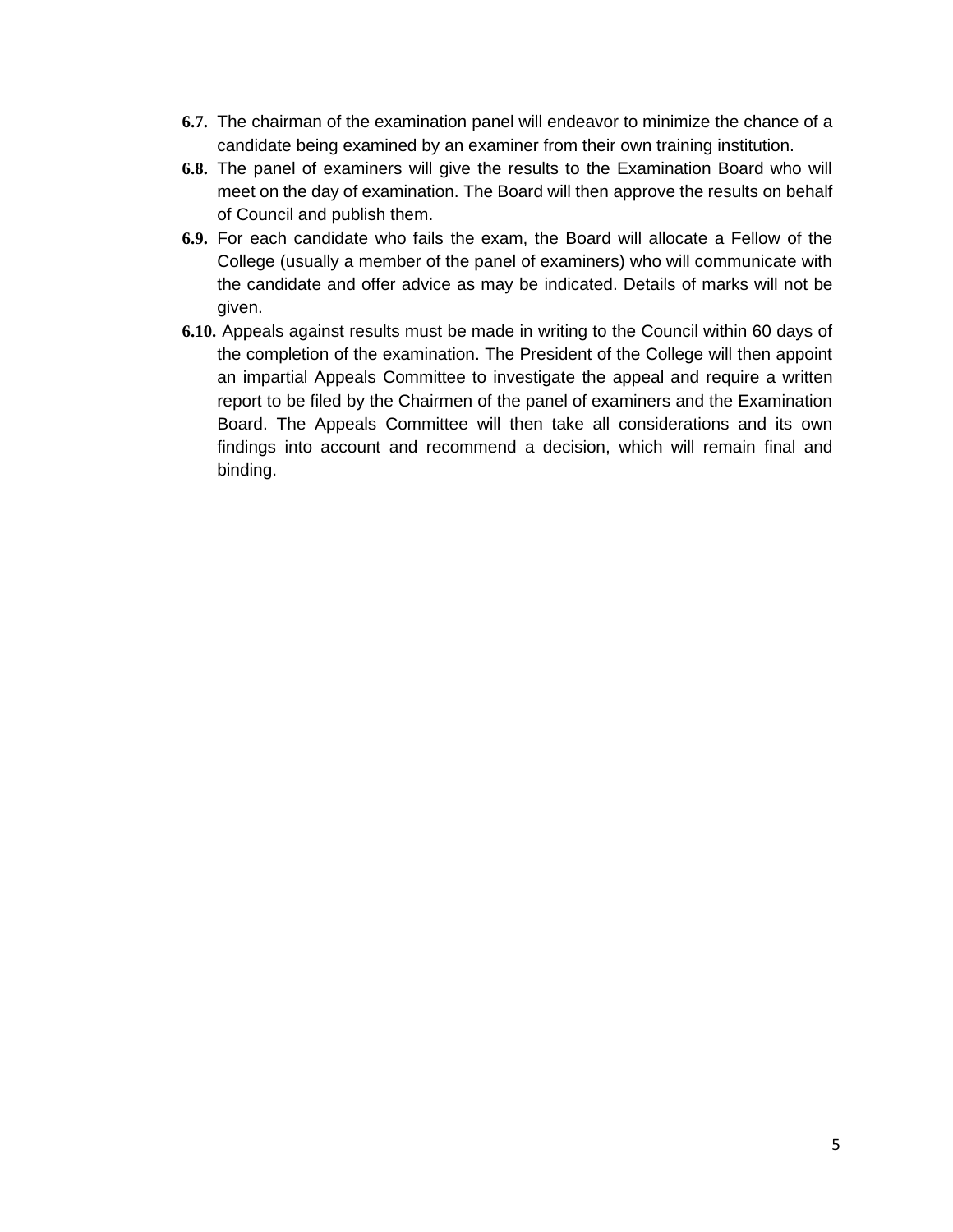**6.7.** The chairman of the examination panel will endeavor to minimize the chance of a candidate being examined by an examiner from their own training institution.

**6.8.** The panel of examiners will give the results to the Examination Board who will meet on the day of examination. The Board will then approve the results on behalf of Council and publish them.

**6.9.** For each candidate who fails the exam, the Board will allocate a Fellow of the College (usually a member of the panel of examiners) who will communicate with the candidate and offer advice as may be indicated. Details of marks will not be given.

**6.10.** Appeals against results must be made in writing to the Council within 60 days of the completion of the examination. The President of the College will then appoint an impartial Appeals Committee to investigate the appeal and require a written report to be filed by the Chairmen of the panel of examiners and the Examination Board. The Appeals Committee will then take all considerations and its own findings into account and recommend a decision, which will remain final and binding.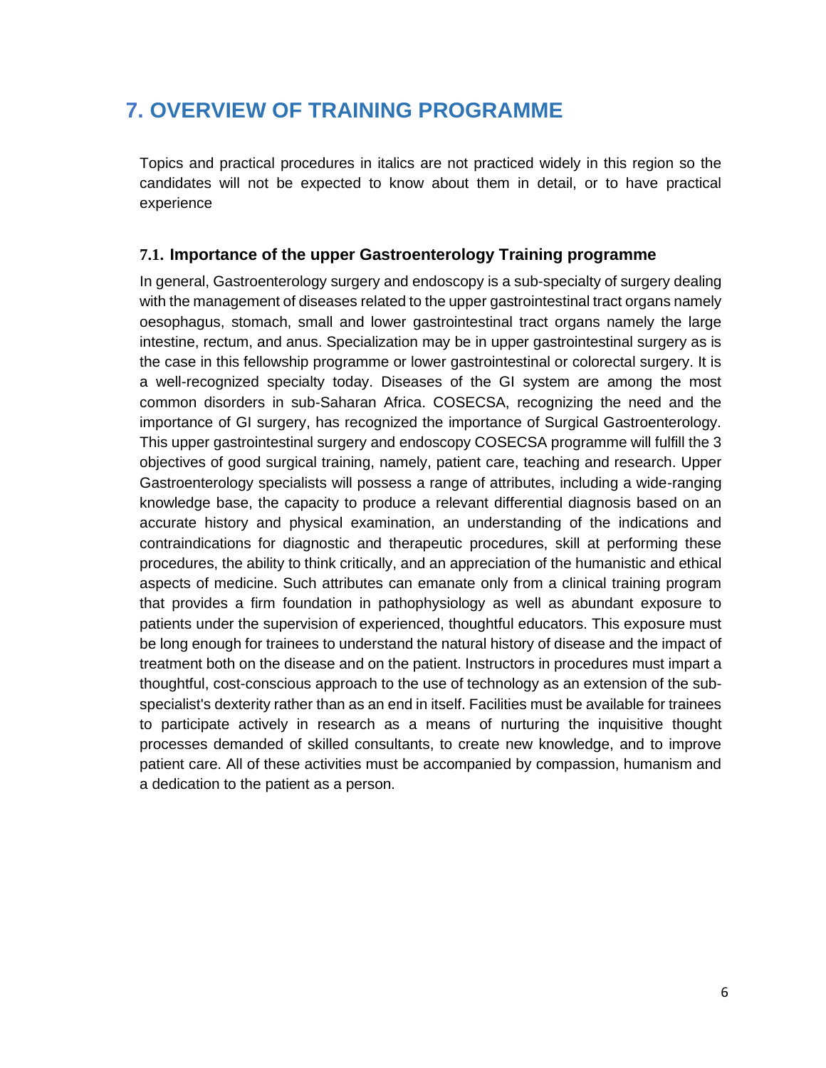# 7. OVERVIEW OF TRAINING PROGRAMME

Topics and practical procedures in italics are not practiced widely in this region so the candidates will not be expected to know about them in detail, or to have practical experience

## 7.1. Importance of the upper Gastroenterology Training programme

In general, Gastroenterology surgery and endoscopy is a sub-specialty of surgery dealing with the management of diseases related to the upper gastrointestinal tract organs namely oesophagus, stomach, small and lower gastrointestinal tract organs namely the large intestine, rectum, and anus. Specialization may be in upper gastrointestinal surgery as is the case in this fellowship programme or lower gastrointestinal or colorectal surgery. It is a well-recognized specialty today. Diseases of the GI system are among the most common disorders in sub-Saharan Africa. COSECSA, recognizing the need and the importance of GI surgery, has recognized the importance of Surgical Gastroenterology. This upper gastrointestinal surgery and endoscopy COSECSA programme will fulfill the 3 objectives of good surgical training, namely, patient care, teaching and research. Upper Gastroenterology specialists will possess a range of attributes, including a wide-ranging knowledge base, the capacity to produce a relevant differential diagnosis based on an accurate history and physical examination, an understanding of the indications and contraindications for diagnostic and therapeutic procedures, skill at performing these procedures, the ability to think critically, and an appreciation of the humanistic and ethical aspects of medicine. Such attributes can emanate only from a clinical training program that provides a firm foundation in pathophysiology as well as abundant exposure to patients under the supervision of experienced, thoughtful educators. This exposure must be long enough for trainees to understand the natural history of disease and the impact of treatment both on the disease and on the patient. Instructors in procedures must impart a thoughtful, cost-conscious approach to the use of technology as an extension of the sub-specialist's dexterity rather than as an end in itself. Facilities must be available for trainees to participate actively in research as a means of nurturing the inquisitive thought processes demanded of skilled consultants, to create new knowledge, and to improve patient care. All of these activities must be accompanied by compassion, humanism and a dedication to the patient as a person.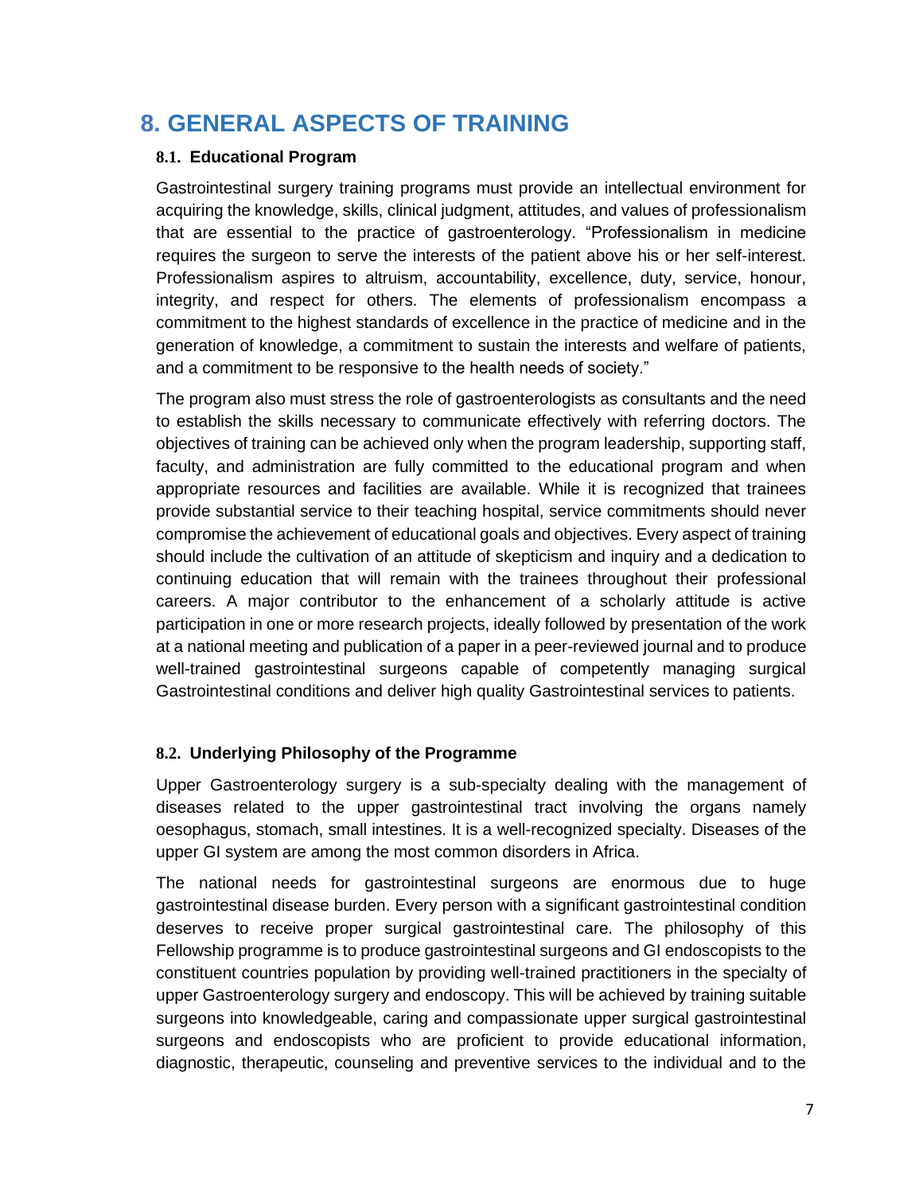# 8. GENERAL ASPECTS OF TRAINING

## 8.1. Educational Program

Gastrointestinal surgery training programs must provide an intellectual environment for acquiring the knowledge, skills, clinical judgment, attitudes, and values of professionalism that are essential to the practice of gastroenterology. "Professionalism in medicine requires the surgeon to serve the interests of the patient above his or her self-interest. Professionalism aspires to altruism, accountability, excellence, duty, service, honour, integrity, and respect for others. The elements of professionalism encompass a commitment to the highest standards of excellence in the practice of medicine and in the generation of knowledge, a commitment to sustain the interests and welfare of patients, and a commitment to be responsive to the health needs of society."

The program also must stress the role of gastroenterologists as consultants and the need to establish the skills necessary to communicate effectively with referring doctors. The objectives of training can be achieved only when the program leadership, supporting staff, faculty, and administration are fully committed to the educational program and when appropriate resources and facilities are available. While it is recognized that trainees provide substantial service to their teaching hospital, service commitments should never compromise the achievement of educational goals and objectives. Every aspect of training should include the cultivation of an attitude of skepticism and inquiry and a dedication to continuing education that will remain with the trainees throughout their professional careers. A major contributor to the enhancement of a scholarly attitude is active participation in one or more research projects, ideally followed by presentation of the work at a national meeting and publication of a paper in a peer-reviewed journal and to produce well-trained gastrointestinal surgeons capable of competently managing surgical Gastrointestinal conditions and deliver high quality Gastrointestinal services to patients.

## 8.2. Underlying Philosophy of the Programme

Upper Gastroenterology surgery is a sub-specialty dealing with the management of diseases related to the upper gastrointestinal tract involving the organs namely oesophagus, stomach, small intestines. It is a well-recognized specialty. Diseases of the upper GI system are among the most common disorders in Africa.

The national needs for gastrointestinal surgeons are enormous due to huge gastrointestinal disease burden. Every person with a significant gastrointestinal condition deserves to receive proper surgical gastrointestinal care. The philosophy of this Fellowship programme is to produce gastrointestinal surgeons and GI endoscopists to the constituent countries population by providing well-trained practitioners in the specialty of upper Gastroenterology surgery and endoscopy. This will be achieved by training suitable surgeons into knowledgeable, caring and compassionate upper surgical gastrointestinal surgeons and endoscopists who are proficient to provide educational information, diagnostic, therapeutic, counseling and preventive services to the individual and to the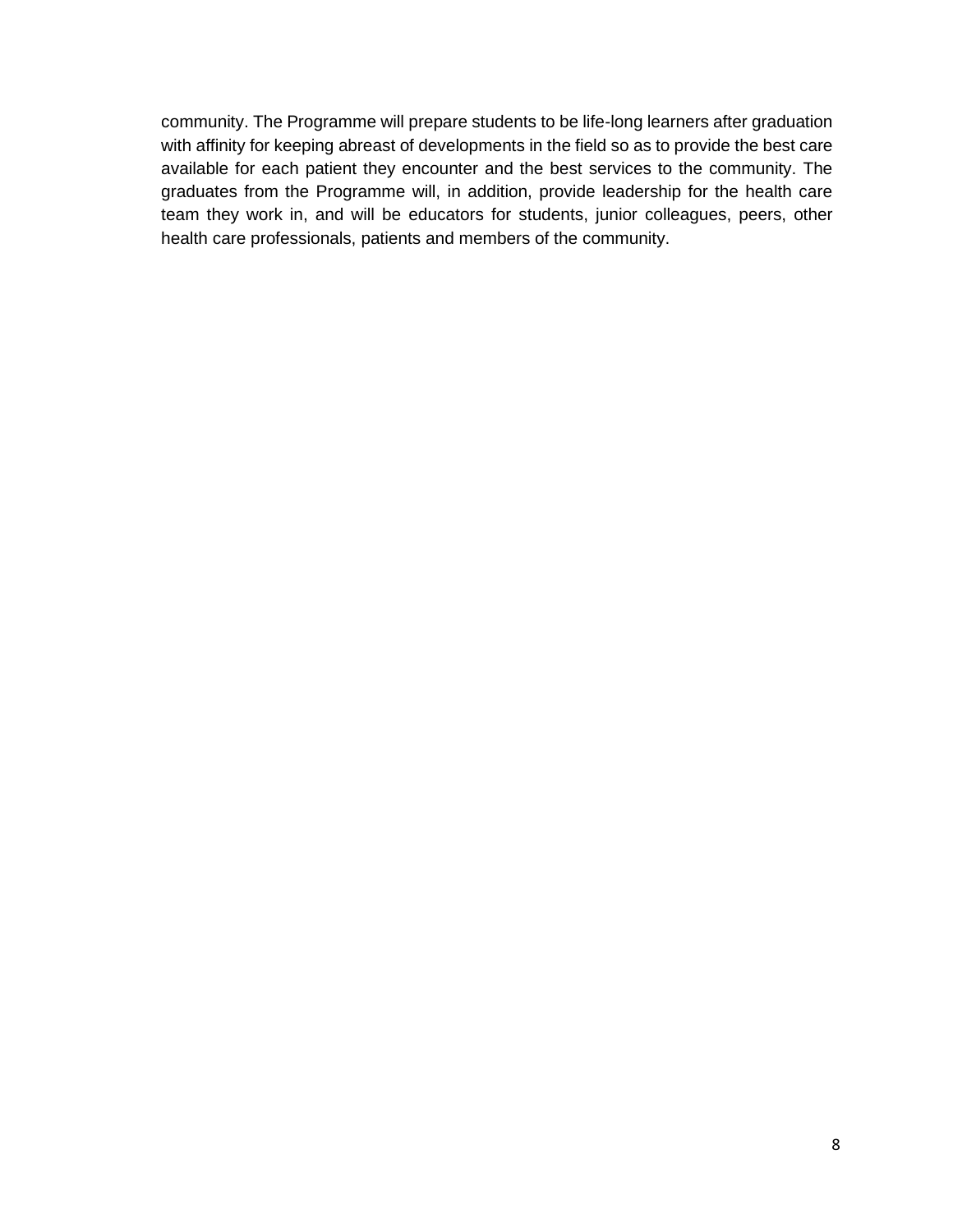community. The Programme will prepare students to be life-long learners after graduation with affinity for keeping abreast of developments in the field so as to provide the best care available for each patient they encounter and the best services to the community. The graduates from the Programme will, in addition, provide leadership for the health care team they work in, and will be educators for students, junior colleagues, peers, other health care professionals, patients and members of the community.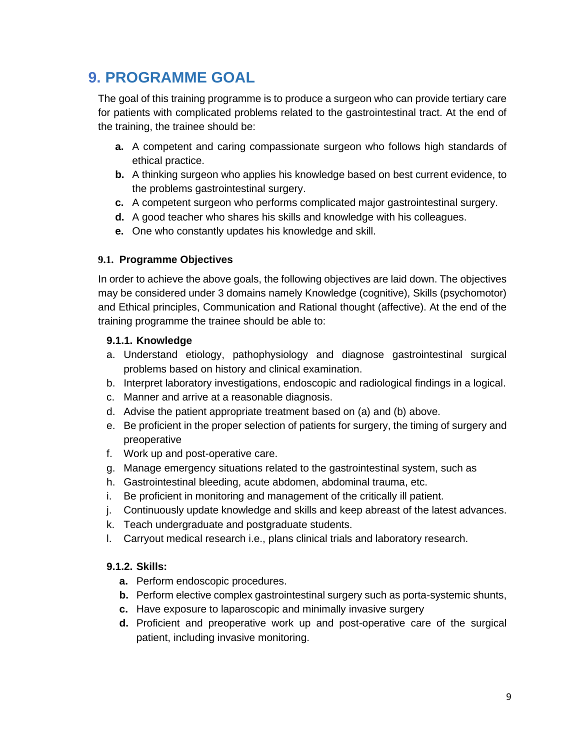# 9. PROGRAMME GOAL

The goal of this training programme is to produce a surgeon who can provide tertiary care for patients with complicated problems related to the gastrointestinal tract. At the end of the training, the trainee should be:

- **a.** A competent and caring compassionate surgeon who follows high standards of ethical practice.
- **b.** A thinking surgeon who applies his knowledge based on best current evidence, to the problems gastrointestinal surgery.
- **c.** A competent surgeon who performs complicated major gastrointestinal surgery.
- **d.** A good teacher who shares his skills and knowledge with his colleagues.
- **e.** One who constantly updates his knowledge and skill.

### 9.1. Programme Objectives

In order to achieve the above goals, the following objectives are laid down. The objectives may be considered under 3 domains namely Knowledge (cognitive), Skills (psychomotor) and Ethical principles, Communication and Rational thought (affective). At the end of the training programme the trainee should be able to:

#### 9.1.1. Knowledge

a. Understand etiology, pathophysiology and diagnose gastrointestinal surgical problems based on history and clinical examination.
b. Interpret laboratory investigations, endoscopic and radiological findings in a logical.
c. Manner and arrive at a reasonable diagnosis.
d. Advise the patient appropriate treatment based on (a) and (b) above.
e. Be proficient in the proper selection of patients for surgery, the timing of surgery and preoperative
f. Work up and post-operative care.
g. Manage emergency situations related to the gastrointestinal system, such as
h. Gastrointestinal bleeding, acute abdomen, abdominal trauma, etc.
i. Be proficient in monitoring and management of the critically ill patient.
j. Continuously update knowledge and skills and keep abreast of the latest advances.
k. Teach undergraduate and postgraduate students.
l. Carryout medical research i.e., plans clinical trials and laboratory research.

#### 9.1.2. Skills:

- **a.** Perform endoscopic procedures.
- **b.** Perform elective complex gastrointestinal surgery such as porta-systemic shunts,
- **c.** Have exposure to laparoscopic and minimally invasive surgery
- **d.** Proficient and preoperative work up and post-operative care of the surgical patient, including invasive monitoring.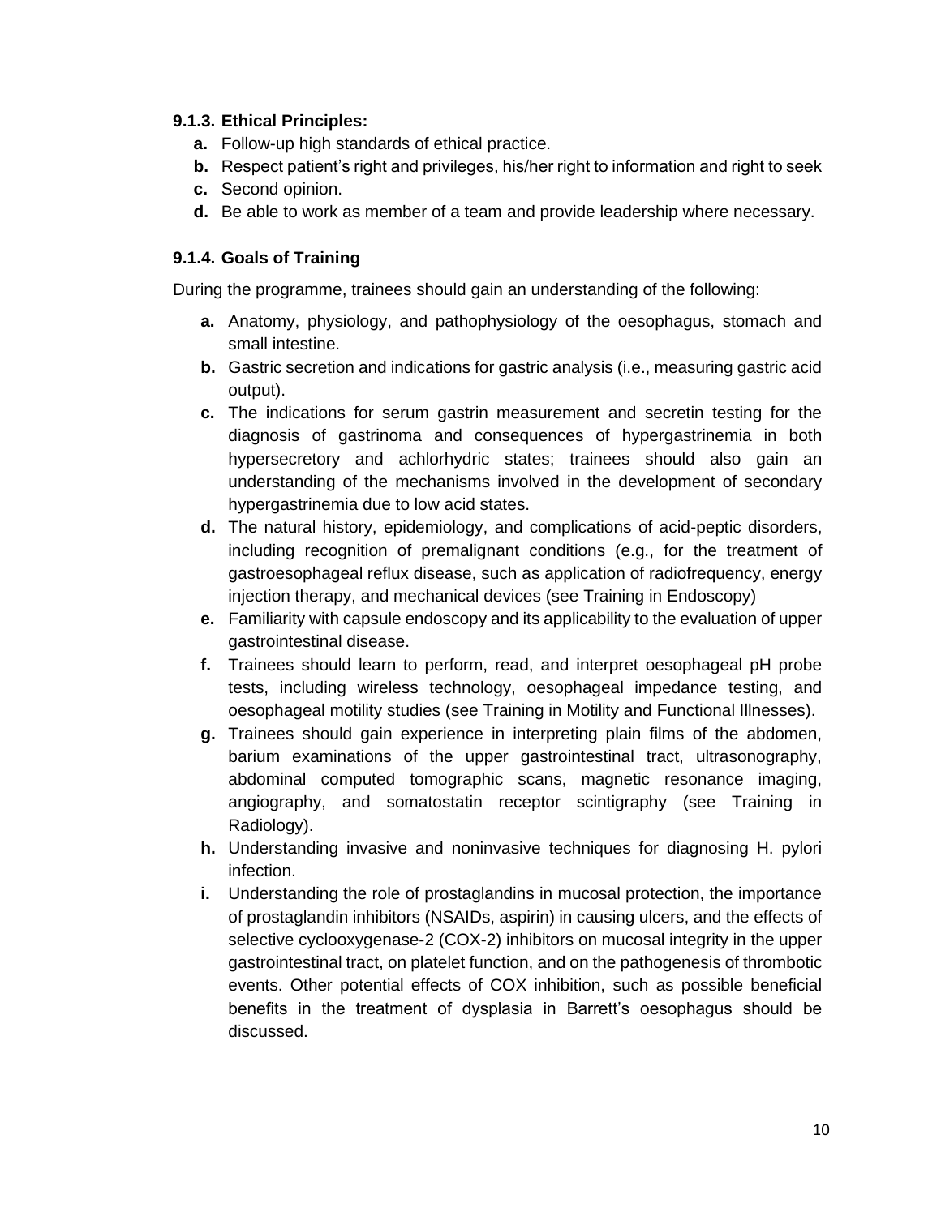### 9.1.3. Ethical Principles:

- **a.** Follow-up high standards of ethical practice.
- **b.** Respect patient's right and privileges, his/her right to information and right to seek
- **c.** Second opinion.
- **d.** Be able to work as member of a team and provide leadership where necessary.

### 9.1.4. Goals of Training

During the programme, trainees should gain an understanding of the following:

- **a.** Anatomy, physiology, and pathophysiology of the oesophagus, stomach and small intestine.
- **b.** Gastric secretion and indications for gastric analysis (i.e., measuring gastric acid output).
- **c.** The indications for serum gastrin measurement and secretin testing for the diagnosis of gastrinoma and consequences of hypergastrinemia in both hypersecretory and achlorhydric states; trainees should also gain an understanding of the mechanisms involved in the development of secondary hypergastrinemia due to low acid states.
- **d.** The natural history, epidemiology, and complications of acid-peptic disorders, including recognition of premalignant conditions (e.g., for the treatment of gastroesophageal reflux disease, such as application of radiofrequency, energy injection therapy, and mechanical devices (see Training in Endoscopy)
- **e.** Familiarity with capsule endoscopy and its applicability to the evaluation of upper gastrointestinal disease.
- **f.** Trainees should learn to perform, read, and interpret oesophageal pH probe tests, including wireless technology, oesophageal impedance testing, and oesophageal motility studies (see Training in Motility and Functional Illnesses).
- **g.** Trainees should gain experience in interpreting plain films of the abdomen, barium examinations of the upper gastrointestinal tract, ultrasonography, abdominal computed tomographic scans, magnetic resonance imaging, angiography, and somatostatin receptor scintigraphy (see Training in Radiology).
- **h.** Understanding invasive and noninvasive techniques for diagnosing H. pylori infection.
- **i.** Understanding the role of prostaglandins in mucosal protection, the importance of prostaglandin inhibitors (NSAIDs, aspirin) in causing ulcers, and the effects of selective cyclooxygenase-2 (COX-2) inhibitors on mucosal integrity in the upper gastrointestinal tract, on platelet function, and on the pathogenesis of thrombotic events. Other potential effects of COX inhibition, such as possible beneficial benefits in the treatment of dysplasia in Barrett's oesophagus should be discussed.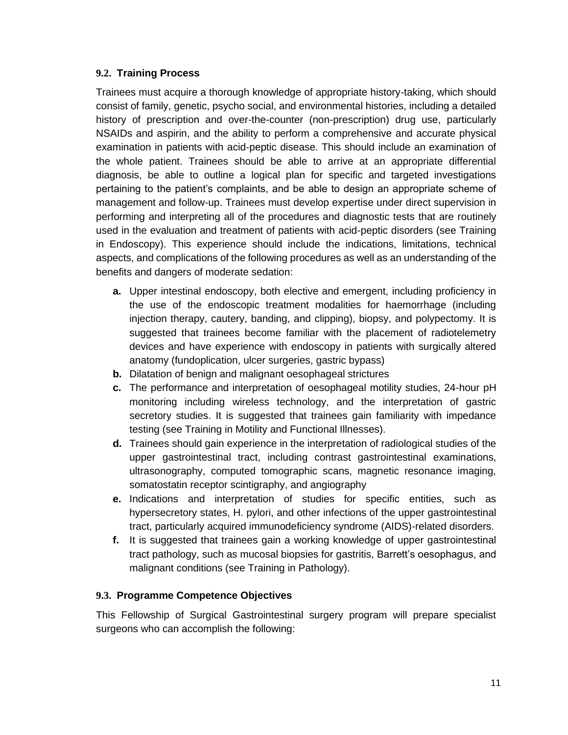### 9.2. Training Process

Trainees must acquire a thorough knowledge of appropriate history-taking, which should consist of family, genetic, psycho social, and environmental histories, including a detailed history of prescription and over-the-counter (non-prescription) drug use, particularly NSAIDs and aspirin, and the ability to perform a comprehensive and accurate physical examination in patients with acid-peptic disease. This should include an examination of the whole patient. Trainees should be able to arrive at an appropriate differential diagnosis, be able to outline a logical plan for specific and targeted investigations pertaining to the patient's complaints, and be able to design an appropriate scheme of management and follow-up. Trainees must develop expertise under direct supervision in performing and interpreting all of the procedures and diagnostic tests that are routinely used in the evaluation and treatment of patients with acid-peptic disorders (see Training in Endoscopy). This experience should include the indications, limitations, technical aspects, and complications of the following procedures as well as an understanding of the benefits and dangers of moderate sedation:

- **a.** Upper intestinal endoscopy, both elective and emergent, including proficiency in the use of the endoscopic treatment modalities for haemorrhage (including injection therapy, cautery, banding, and clipping), biopsy, and polypectomy. It is suggested that trainees become familiar with the placement of radiotelemetry devices and have experience with endoscopy in patients with surgically altered anatomy (fundoplication, ulcer surgeries, gastric bypass)
- **b.** Dilatation of benign and malignant oesophageal strictures
- **c.** The performance and interpretation of oesophageal motility studies, 24-hour pH monitoring including wireless technology, and the interpretation of gastric secretory studies. It is suggested that trainees gain familiarity with impedance testing (see Training in Motility and Functional Illnesses).
- **d.** Trainees should gain experience in the interpretation of radiological studies of the upper gastrointestinal tract, including contrast gastrointestinal examinations, ultrasonography, computed tomographic scans, magnetic resonance imaging, somatostatin receptor scintigraphy, and angiography
- **e.** Indications and interpretation of studies for specific entities, such as hypersecretory states, H. pylori, and other infections of the upper gastrointestinal tract, particularly acquired immunodeficiency syndrome (AIDS)-related disorders.
- **f.** It is suggested that trainees gain a working knowledge of upper gastrointestinal tract pathology, such as mucosal biopsies for gastritis, Barrett's oesophagus, and malignant conditions (see Training in Pathology).

### 9.3. Programme Competence Objectives

This Fellowship of Surgical Gastrointestinal surgery program will prepare specialist surgeons who can accomplish the following: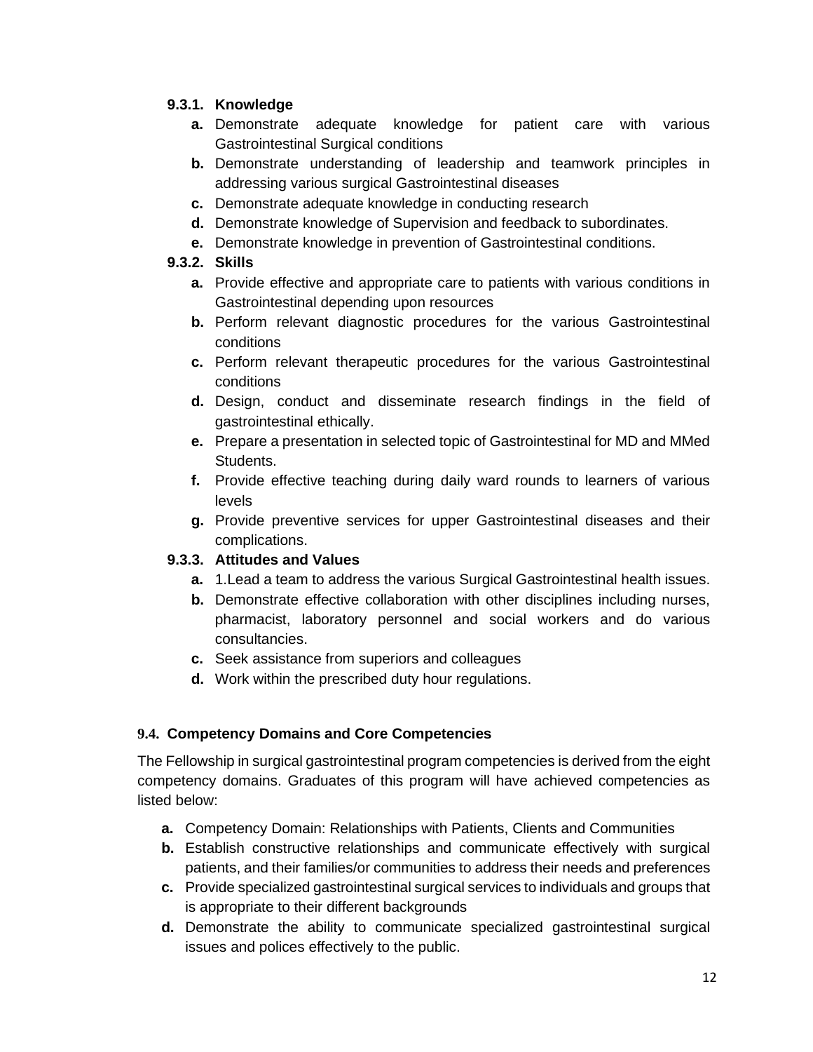#### 9.3.1. Knowledge

- **a.** Demonstrate adequate knowledge for patient care with various Gastrointestinal Surgical conditions
- **b.** Demonstrate understanding of leadership and teamwork principles in addressing various surgical Gastrointestinal diseases
- **c.** Demonstrate adequate knowledge in conducting research
- **d.** Demonstrate knowledge of Supervision and feedback to subordinates.
- **e.** Demonstrate knowledge in prevention of Gastrointestinal conditions.

#### 9.3.2. Skills

- **a.** Provide effective and appropriate care to patients with various conditions in Gastrointestinal depending upon resources
- **b.** Perform relevant diagnostic procedures for the various Gastrointestinal conditions
- **c.** Perform relevant therapeutic procedures for the various Gastrointestinal conditions
- **d.** Design, conduct and disseminate research findings in the field of gastrointestinal ethically.
- **e.** Prepare a presentation in selected topic of Gastrointestinal for MD and MMed Students.
- **f.** Provide effective teaching during daily ward rounds to learners of various levels
- **g.** Provide preventive services for upper Gastrointestinal diseases and their complications.

#### 9.3.3. Attitudes and Values

- **a.** 1.Lead a team to address the various Surgical Gastrointestinal health issues.
- **b.** Demonstrate effective collaboration with other disciplines including nurses, pharmacist, laboratory personnel and social workers and do various consultancies.
- **c.** Seek assistance from superiors and colleagues
- **d.** Work within the prescribed duty hour regulations.

### 9.4. Competency Domains and Core Competencies

The Fellowship in surgical gastrointestinal program competencies is derived from the eight competency domains. Graduates of this program will have achieved competencies as listed below:

- **a.** Competency Domain: Relationships with Patients, Clients and Communities
- **b.** Establish constructive relationships and communicate effectively with surgical patients, and their families/or communities to address their needs and preferences
- **c.** Provide specialized gastrointestinal surgical services to individuals and groups that is appropriate to their different backgrounds
- **d.** Demonstrate the ability to communicate specialized gastrointestinal surgical issues and polices effectively to the public.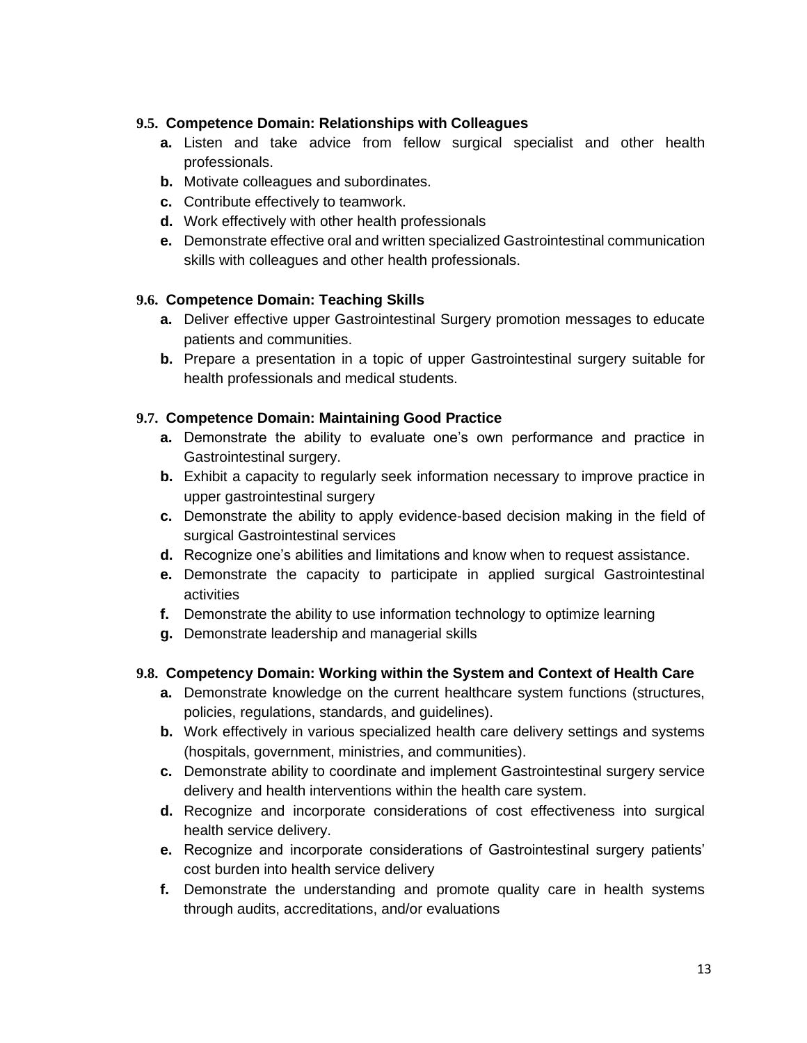### 9.5. Competence Domain: Relationships with Colleagues

- **a.** Listen and take advice from fellow surgical specialist and other health professionals.
- **b.** Motivate colleagues and subordinates.
- **c.** Contribute effectively to teamwork.
- **d.** Work effectively with other health professionals
- **e.** Demonstrate effective oral and written specialized Gastrointestinal communication skills with colleagues and other health professionals.

### 9.6. Competence Domain: Teaching Skills

- **a.** Deliver effective upper Gastrointestinal Surgery promotion messages to educate patients and communities.
- **b.** Prepare a presentation in a topic of upper Gastrointestinal surgery suitable for health professionals and medical students.

### 9.7. Competence Domain: Maintaining Good Practice

- **a.** Demonstrate the ability to evaluate one's own performance and practice in Gastrointestinal surgery.
- **b.** Exhibit a capacity to regularly seek information necessary to improve practice in upper gastrointestinal surgery
- **c.** Demonstrate the ability to apply evidence-based decision making in the field of surgical Gastrointestinal services
- **d.** Recognize one's abilities and limitations and know when to request assistance.
- **e.** Demonstrate the capacity to participate in applied surgical Gastrointestinal activities
- **f.** Demonstrate the ability to use information technology to optimize learning
- **g.** Demonstrate leadership and managerial skills

### 9.8. Competency Domain: Working within the System and Context of Health Care

- **a.** Demonstrate knowledge on the current healthcare system functions (structures, policies, regulations, standards, and guidelines).
- **b.** Work effectively in various specialized health care delivery settings and systems (hospitals, government, ministries, and communities).
- **c.** Demonstrate ability to coordinate and implement Gastrointestinal surgery service delivery and health interventions within the health care system.
- **d.** Recognize and incorporate considerations of cost effectiveness into surgical health service delivery.
- **e.** Recognize and incorporate considerations of Gastrointestinal surgery patients' cost burden into health service delivery
- **f.** Demonstrate the understanding and promote quality care in health systems through audits, accreditations, and/or evaluations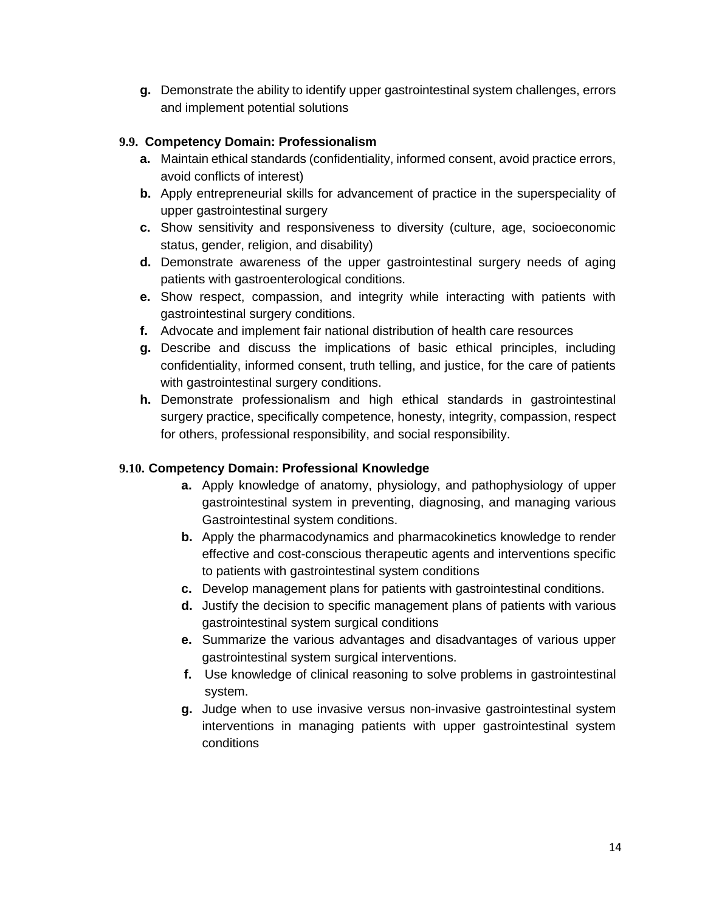- **g.** Demonstrate the ability to identify upper gastrointestinal system challenges, errors and implement potential solutions

### 9.9. Competency Domain: Professionalism

- **a.** Maintain ethical standards (confidentiality, informed consent, avoid practice errors, avoid conflicts of interest)
- **b.** Apply entrepreneurial skills for advancement of practice in the superspeciality of upper gastrointestinal surgery
- **c.** Show sensitivity and responsiveness to diversity (culture, age, socioeconomic status, gender, religion, and disability)
- **d.** Demonstrate awareness of the upper gastrointestinal surgery needs of aging patients with gastroenterological conditions.
- **e.** Show respect, compassion, and integrity while interacting with patients with gastrointestinal surgery conditions.
- **f.** Advocate and implement fair national distribution of health care resources
- **g.** Describe and discuss the implications of basic ethical principles, including confidentiality, informed consent, truth telling, and justice, for the care of patients with gastrointestinal surgery conditions.
- **h.** Demonstrate professionalism and high ethical standards in gastrointestinal surgery practice, specifically competence, honesty, integrity, compassion, respect for others, professional responsibility, and social responsibility.

### 9.10. Competency Domain: Professional Knowledge

- **a.** Apply knowledge of anatomy, physiology, and pathophysiology of upper gastrointestinal system in preventing, diagnosing, and managing various Gastrointestinal system conditions.
- **b.** Apply the pharmacodynamics and pharmacokinetics knowledge to render effective and cost-conscious therapeutic agents and interventions specific to patients with gastrointestinal system conditions
- **c.** Develop management plans for patients with gastrointestinal conditions.
- **d.** Justify the decision to specific management plans of patients with various gastrointestinal system surgical conditions
- **e.** Summarize the various advantages and disadvantages of various upper gastrointestinal system surgical interventions.
- **f.** Use knowledge of clinical reasoning to solve problems in gastrointestinal system.
- **g.** Judge when to use invasive versus non-invasive gastrointestinal system interventions in managing patients with upper gastrointestinal system conditions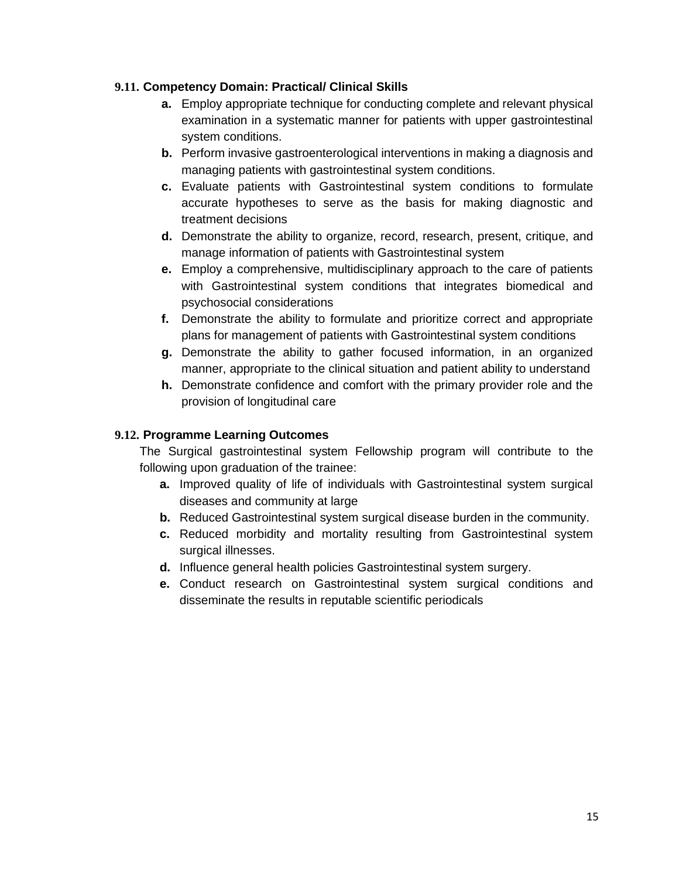### 9.11. Competency Domain: Practical/ Clinical Skills

- **a.** Employ appropriate technique for conducting complete and relevant physical examination in a systematic manner for patients with upper gastrointestinal system conditions.
- **b.** Perform invasive gastroenterological interventions in making a diagnosis and managing patients with gastrointestinal system conditions.
- **c.** Evaluate patients with Gastrointestinal system conditions to formulate accurate hypotheses to serve as the basis for making diagnostic and treatment decisions
- **d.** Demonstrate the ability to organize, record, research, present, critique, and manage information of patients with Gastrointestinal system
- **e.** Employ a comprehensive, multidisciplinary approach to the care of patients with Gastrointestinal system conditions that integrates biomedical and psychosocial considerations
- **f.** Demonstrate the ability to formulate and prioritize correct and appropriate plans for management of patients with Gastrointestinal system conditions
- **g.** Demonstrate the ability to gather focused information, in an organized manner, appropriate to the clinical situation and patient ability to understand
- **h.** Demonstrate confidence and comfort with the primary provider role and the provision of longitudinal care

### 9.12. Programme Learning Outcomes

The Surgical gastrointestinal system Fellowship program will contribute to the following upon graduation of the trainee:

- **a.** Improved quality of life of individuals with Gastrointestinal system surgical diseases and community at large
- **b.** Reduced Gastrointestinal system surgical disease burden in the community.
- **c.** Reduced morbidity and mortality resulting from Gastrointestinal system surgical illnesses.
- **d.** Influence general health policies Gastrointestinal system surgery.
- **e.** Conduct research on Gastrointestinal system surgical conditions and disseminate the results in reputable scientific periodicals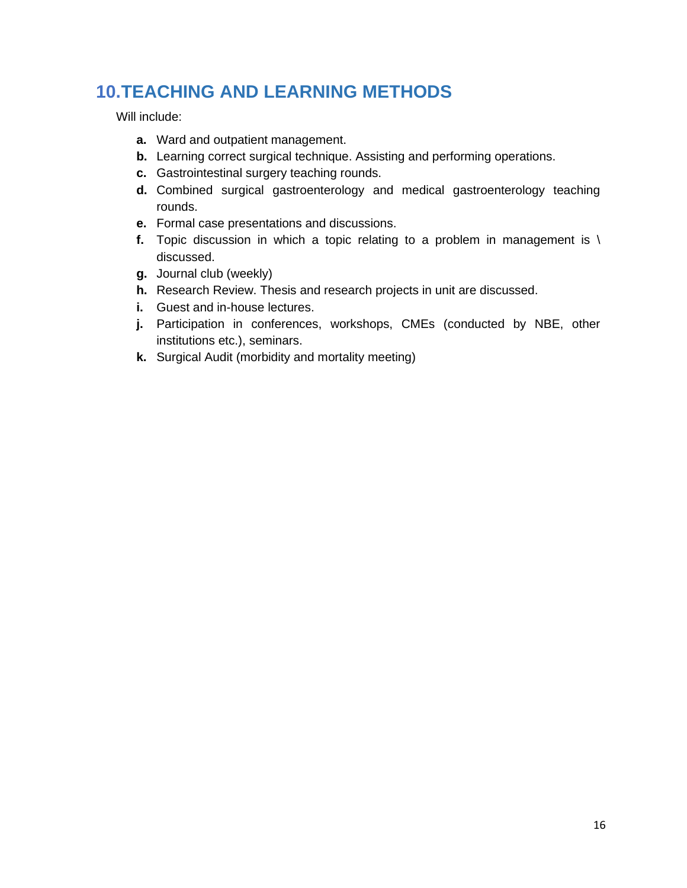## 10. TEACHING AND LEARNING METHODS

Will include:

- **a.** Ward and outpatient management.
- **b.** Learning correct surgical technique. Assisting and performing operations.
- **c.** Gastrointestinal surgery teaching rounds.
- **d.** Combined surgical gastroenterology and medical gastroenterology teaching rounds.
- **e.** Formal case presentations and discussions.
- **f.** Topic discussion in which a topic relating to a problem in management is \ discussed.
- **g.** Journal club (weekly)
- **h.** Research Review. Thesis and research projects in unit are discussed.
- **i.** Guest and in-house lectures.
- **j.** Participation in conferences, workshops, CMEs (conducted by NBE, other institutions etc.), seminars.
- **k.** Surgical Audit (morbidity and mortality meeting)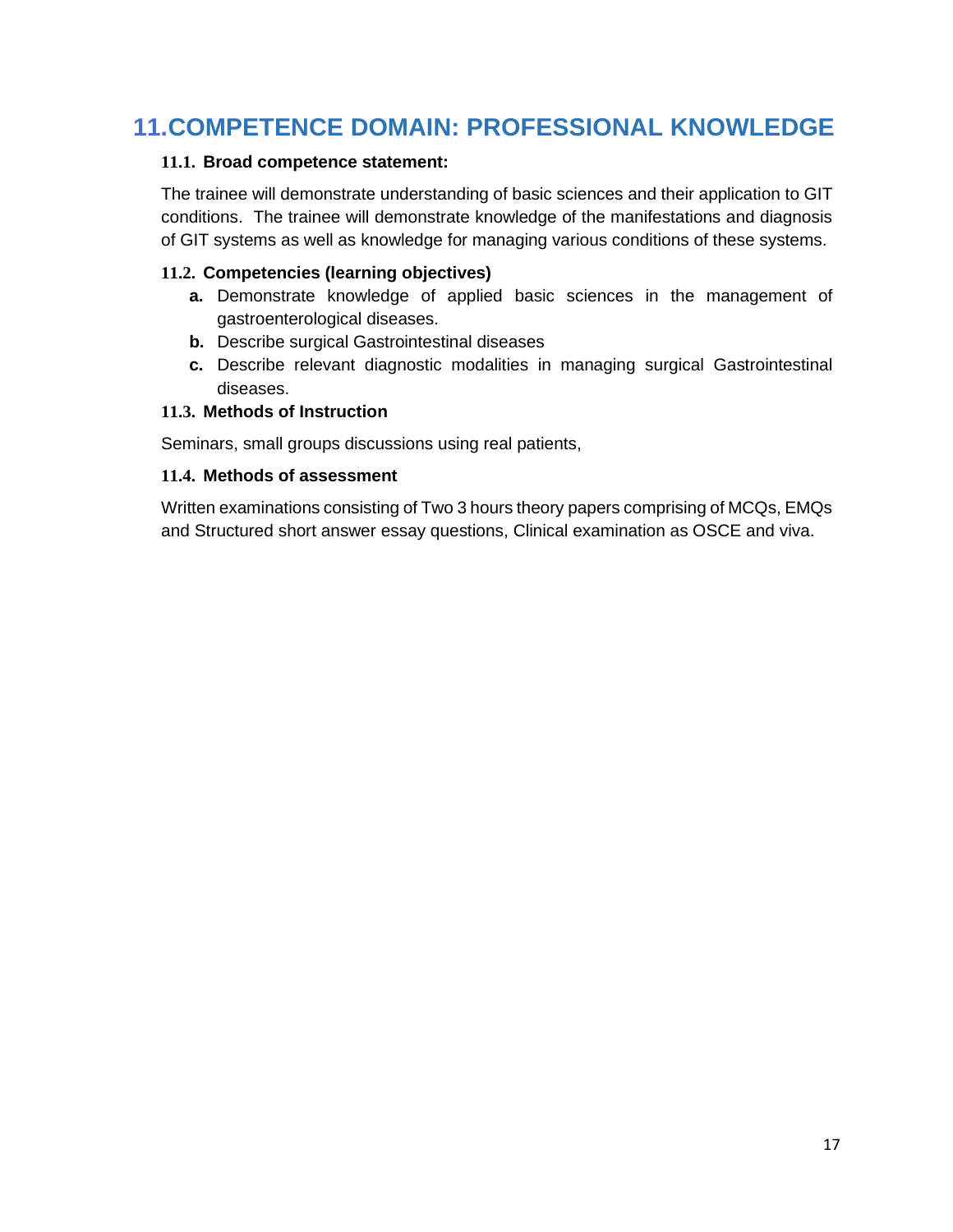# 11. COMPETENCE DOMAIN: PROFESSIONAL KNOWLEDGE

### 11.1. Broad competence statement:

The trainee will demonstrate understanding of basic sciences and their application to GIT conditions. The trainee will demonstrate knowledge of the manifestations and diagnosis of GIT systems as well as knowledge for managing various conditions of these systems.

### 11.2. Competencies (learning objectives)

- **a.** Demonstrate knowledge of applied basic sciences in the management of gastroenterological diseases.
- **b.** Describe surgical Gastrointestinal diseases
- **c.** Describe relevant diagnostic modalities in managing surgical Gastrointestinal diseases.

### 11.3. Methods of Instruction

Seminars, small groups discussions using real patients,

### 11.4. Methods of assessment

Written examinations consisting of Two 3 hours theory papers comprising of MCQs, EMQs and Structured short answer essay questions, Clinical examination as OSCE and viva.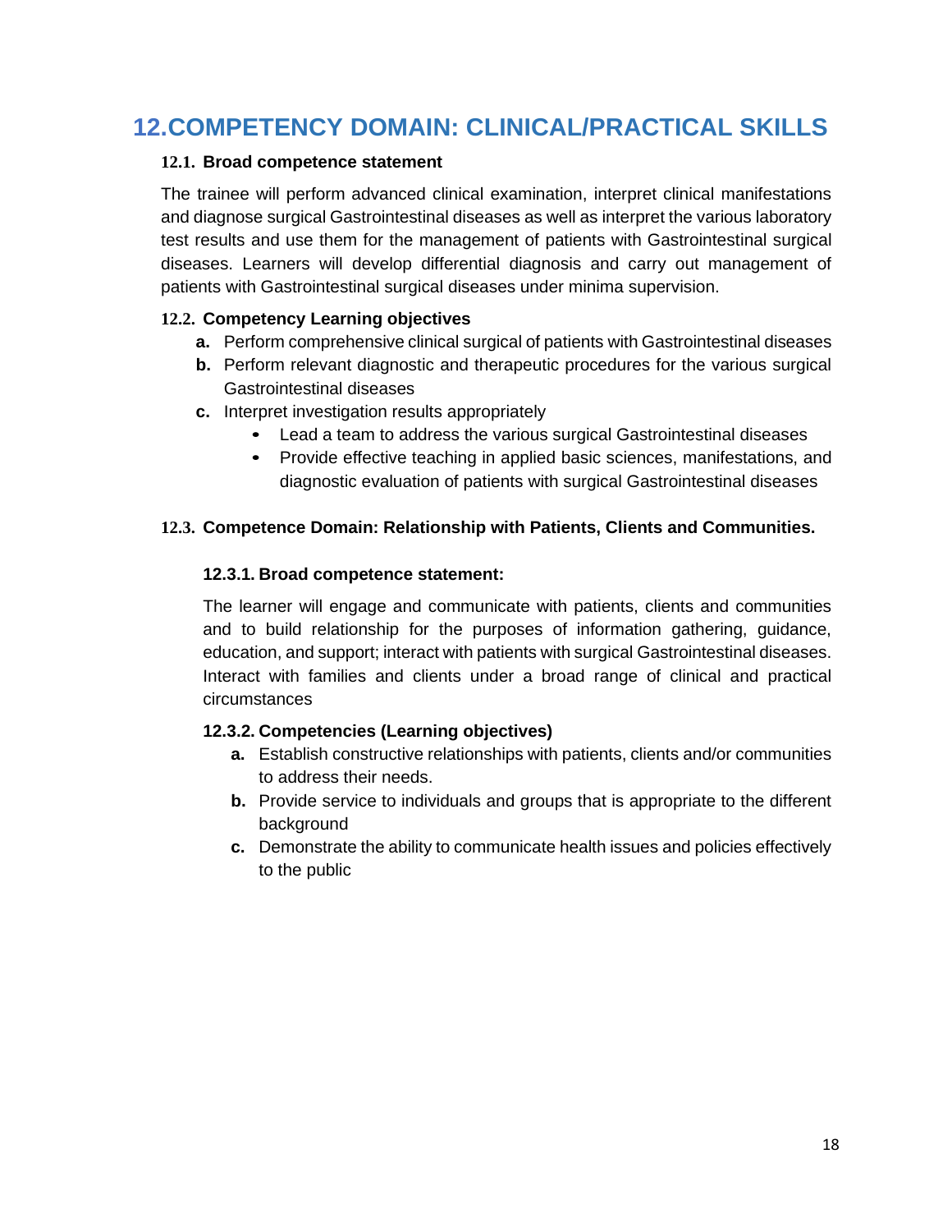# 12. COMPETENCY DOMAIN: CLINICAL/PRACTICAL SKILLS

### 12.1. Broad competence statement

The trainee will perform advanced clinical examination, interpret clinical manifestations and diagnose surgical Gastrointestinal diseases as well as interpret the various laboratory test results and use them for the management of patients with Gastrointestinal surgical diseases. Learners will develop differential diagnosis and carry out management of patients with Gastrointestinal surgical diseases under minima supervision.

### 12.2. Competency Learning objectives

- **a.** Perform comprehensive clinical surgical of patients with Gastrointestinal diseases
- **b.** Perform relevant diagnostic and therapeutic procedures for the various surgical Gastrointestinal diseases
- **c.** Interpret investigation results appropriately
    - Lead a team to address the various surgical Gastrointestinal diseases
    - Provide effective teaching in applied basic sciences, manifestations, and diagnostic evaluation of patients with surgical Gastrointestinal diseases

### 12.3. Competence Domain: Relationship with Patients, Clients and Communities.

#### 12.3.1. Broad competence statement:

The learner will engage and communicate with patients, clients and communities and to build relationship for the purposes of information gathering, guidance, education, and support; interact with patients with surgical Gastrointestinal diseases. Interact with families and clients under a broad range of clinical and practical circumstances

#### 12.3.2. Competencies (Learning objectives)

- **a.** Establish constructive relationships with patients, clients and/or communities to address their needs.
- **b.** Provide service to individuals and groups that is appropriate to the different background
- **c.** Demonstrate the ability to communicate health issues and policies effectively to the public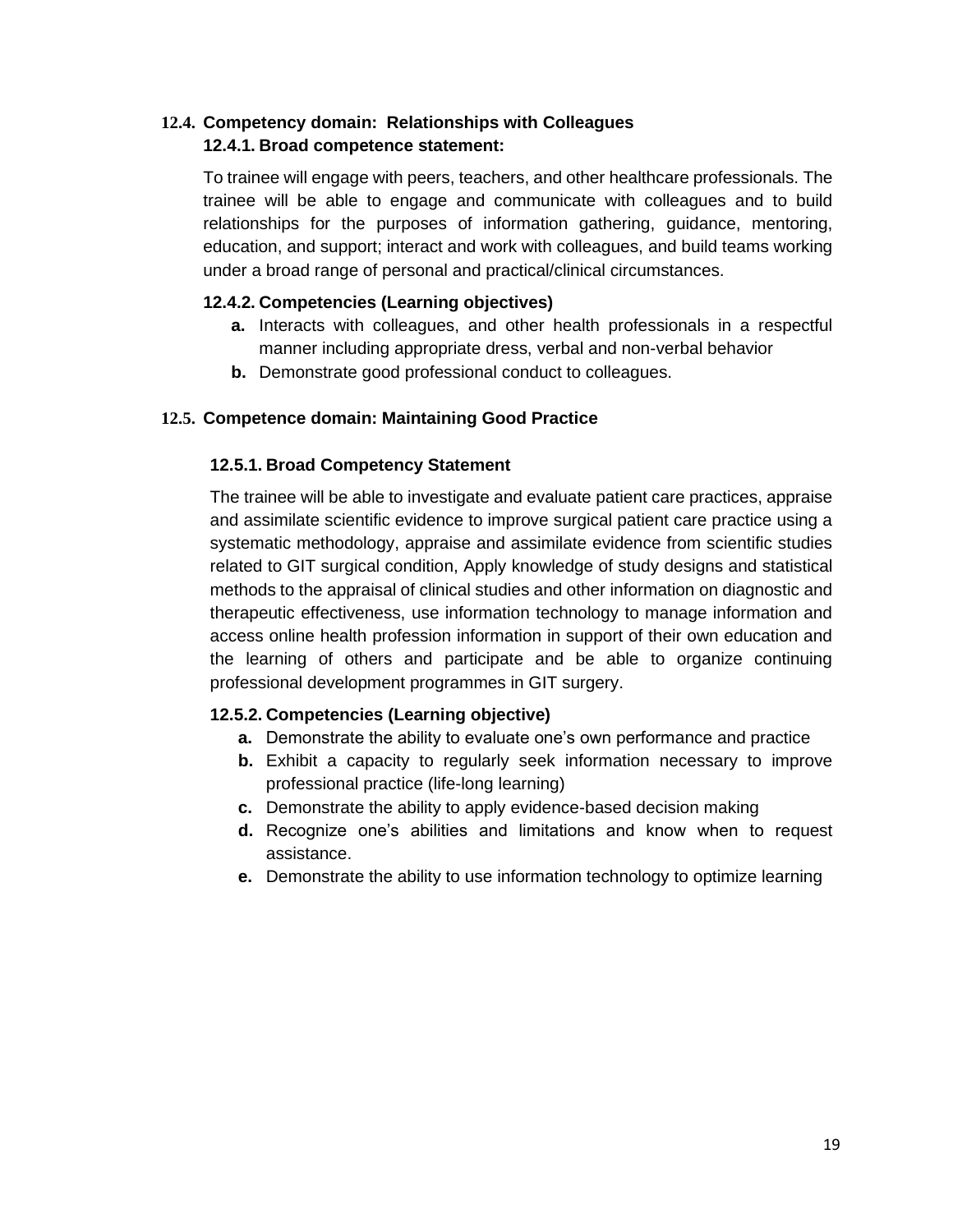## 12.4. Competency domain: Relationships with Colleagues

### 12.4.1. Broad competence statement:

To trainee will engage with peers, teachers, and other healthcare professionals. The trainee will be able to engage and communicate with colleagues and to build relationships for the purposes of information gathering, guidance, mentoring, education, and support; interact and work with colleagues, and build teams working under a broad range of personal and practical/clinical circumstances.

### 12.4.2. Competencies (Learning objectives)

- **a.** Interacts with colleagues, and other health professionals in a respectful manner including appropriate dress, verbal and non-verbal behavior
- **b.** Demonstrate good professional conduct to colleagues.

## 12.5. Competence domain: Maintaining Good Practice

### 12.5.1. Broad Competency Statement

The trainee will be able to investigate and evaluate patient care practices, appraise and assimilate scientific evidence to improve surgical patient care practice using a systematic methodology, appraise and assimilate evidence from scientific studies related to GIT surgical condition, Apply knowledge of study designs and statistical methods to the appraisal of clinical studies and other information on diagnostic and therapeutic effectiveness, use information technology to manage information and access online health profession information in support of their own education and the learning of others and participate and be able to organize continuing professional development programmes in GIT surgery.

### 12.5.2. Competencies (Learning objective)

- **a.** Demonstrate the ability to evaluate one's own performance and practice
- **b.** Exhibit a capacity to regularly seek information necessary to improve professional practice (life-long learning)
- **c.** Demonstrate the ability to apply evidence-based decision making
- **d.** Recognize one's abilities and limitations and know when to request assistance.
- **e.** Demonstrate the ability to use information technology to optimize learning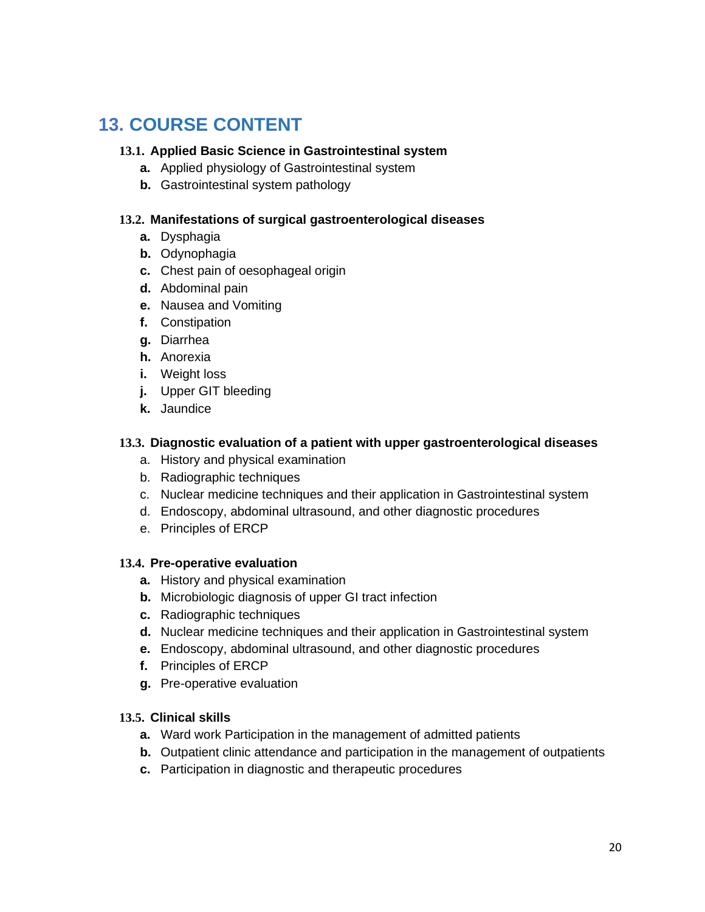## 13. COURSE CONTENT

### 13.1. Applied Basic Science in Gastrointestinal system

- **a.** Applied physiology of Gastrointestinal system
- **b.** Gastrointestinal system pathology

### 13.2. Manifestations of surgical gastroenterological diseases

- **a.** Dysphagia
- **b.** Odynophagia
- **c.** Chest pain of oesophageal origin
- **d.** Abdominal pain
- **e.** Nausea and Vomiting
- **f.** Constipation
- **g.** Diarrhea
- **h.** Anorexia
- **i.** Weight loss
- **j.** Upper GIT bleeding
- **k.** Jaundice

### 13.3. Diagnostic evaluation of a patient with upper gastroenterological diseases

- a. History and physical examination
- b. Radiographic techniques
- c. Nuclear medicine techniques and their application in Gastrointestinal system
- d. Endoscopy, abdominal ultrasound, and other diagnostic procedures
- e. Principles of ERCP

### 13.4. Pre-operative evaluation

- **a.** History and physical examination
- **b.** Microbiologic diagnosis of upper GI tract infection
- **c.** Radiographic techniques
- **d.** Nuclear medicine techniques and their application in Gastrointestinal system
- **e.** Endoscopy, abdominal ultrasound, and other diagnostic procedures
- **f.** Principles of ERCP
- **g.** Pre-operative evaluation

### 13.5. Clinical skills

- **a.** Ward work Participation in the management of admitted patients
- **b.** Outpatient clinic attendance and participation in the management of outpatients
- **c.** Participation in diagnostic and therapeutic procedures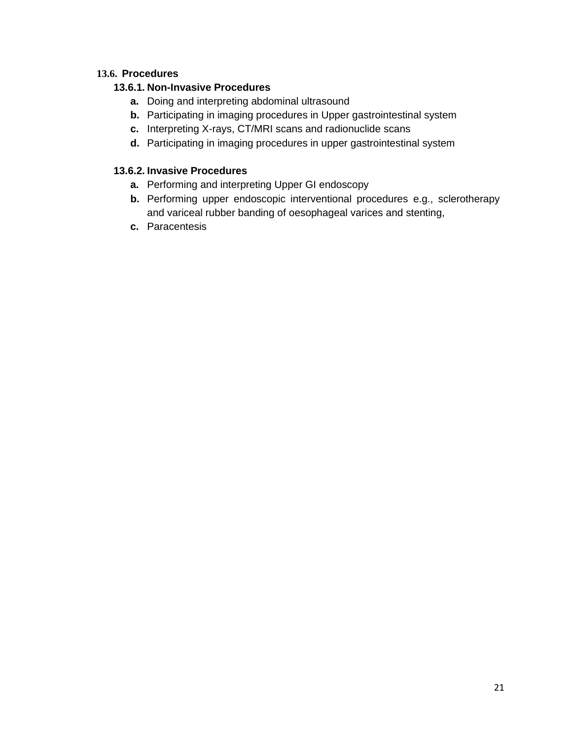## 13.6. Procedures

### 13.6.1. Non-Invasive Procedures

- **a.** Doing and interpreting abdominal ultrasound
- **b.** Participating in imaging procedures in Upper gastrointestinal system
- **c.** Interpreting X-rays, CT/MRI scans and radionuclide scans
- **d.** Participating in imaging procedures in upper gastrointestinal system

### 13.6.2. Invasive Procedures

- **a.** Performing and interpreting Upper GI endoscopy
- **b.** Performing upper endoscopic interventional procedures e.g., sclerotherapy and variceal rubber banding of oesophageal varices and stenting,
- **c.** Paracentesis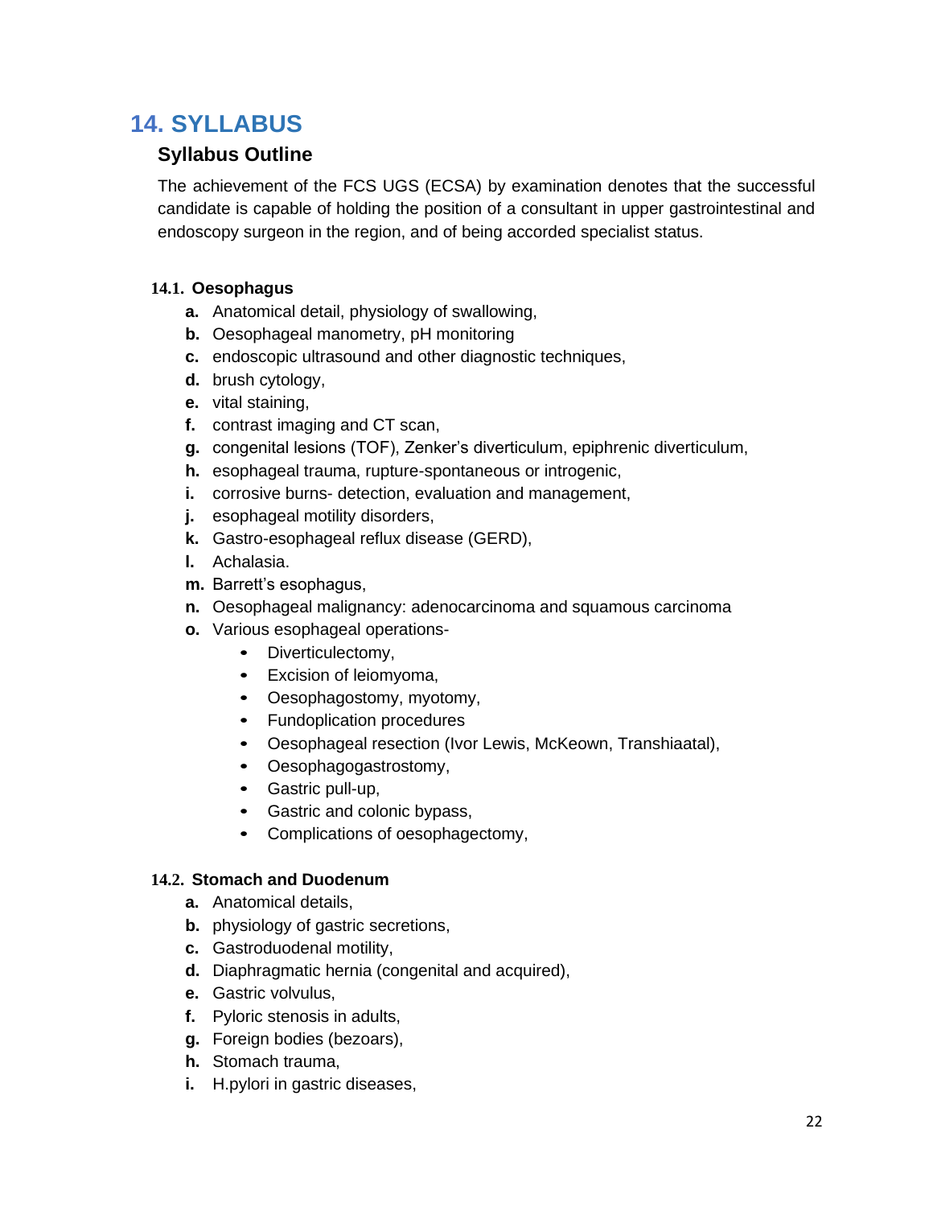# 14. SYLLABUS

## Syllabus Outline

The achievement of the FCS UGS (ECSA) by examination denotes that the successful candidate is capable of holding the position of a consultant in upper gastrointestinal and endoscopy surgeon in the region, and of being accorded specialist status.

### 14.1. Oesophagus

- **a.** Anatomical detail, physiology of swallowing,
- **b.** Oesophageal manometry, pH monitoring
- **c.** endoscopic ultrasound and other diagnostic techniques,
- **d.** brush cytology,
- **e.** vital staining,
- **f.** contrast imaging and CT scan,
- **g.** congenital lesions (TOF), Zenker's diverticulum, epiphrenic diverticulum,
- **h.** esophageal trauma, rupture-spontaneous or introgenic,
- **i.** corrosive burns- detection, evaluation and management,
- **j.** esophageal motility disorders,
- **k.** Gastro-esophageal reflux disease (GERD),
- **l.** Achalasia.
- **m.** Barrett's esophagus,
- **n.** Oesophageal malignancy: adenocarcinoma and squamous carcinoma
- **o.** Various esophageal operations-
    - Diverticulectomy,
    - Excision of leiomyoma,
    - Oesophagostomy, myotomy,
    - Fundoplication procedures
    - Oesophageal resection (Ivor Lewis, McKeown, Transhiaatal),
    - Oesophagogastrostomy,
    - Gastric pull-up,
    - Gastric and colonic bypass,
    - Complications of oesophagectomy,

### 14.2. Stomach and Duodenum

- **a.** Anatomical details,
- **b.** physiology of gastric secretions,
- **c.** Gastroduodenal motility,
- **d.** Diaphragmatic hernia (congenital and acquired),
- **e.** Gastric volvulus,
- **f.** Pyloric stenosis in adults,
- **g.** Foreign bodies (bezoars),
- **h.** Stomach trauma,
- **i.** H.pylori in gastric diseases,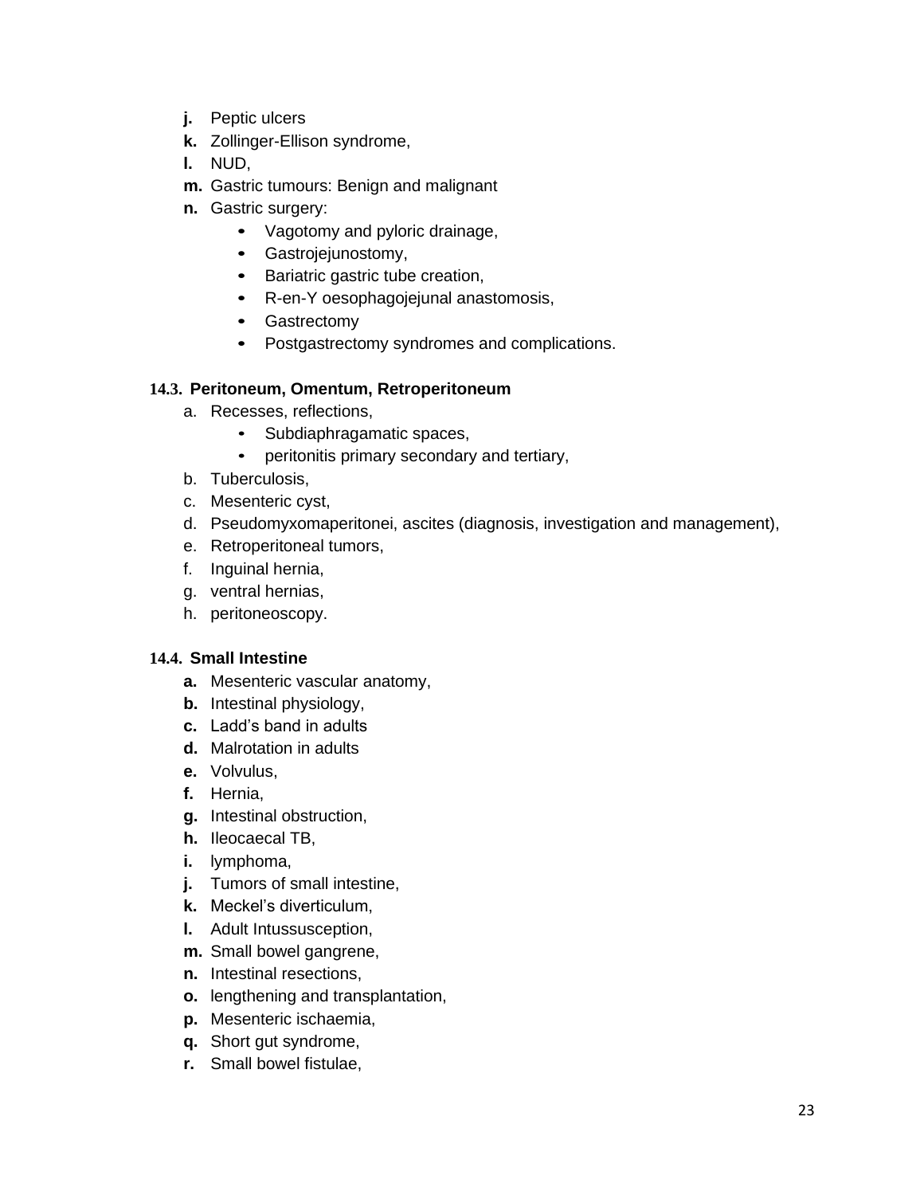- **j.** Peptic ulcers
- **k.** Zollinger-Ellison syndrome,
- **l.** NUD,
- **m.** Gastric tumours: Benign and malignant
- **n.** Gastric surgery:
    - Vagotomy and pyloric drainage,
    - Gastrojejunostomy,
    - Bariatric gastric tube creation,
    - R-en-Y oesophagojejunal anastomosis,
    - Gastrectomy
    - Postgastrectomy syndromes and complications.

### 14.3. Peritoneum, Omentum, Retroperitoneum

a. Recesses, reflections,
    - Subdiaphragamatic spaces,
    - peritonitis primary secondary and tertiary,

b. Tuberculosis,

c. Mesenteric cyst,

d. Pseudomyxomaperitonei, ascites (diagnosis, investigation and management),

e. Retroperitoneal tumors,

f. Inguinal hernia,

g. ventral hernias,

h. peritoneoscopy.

### 14.4. Small Intestine

- **a.** Mesenteric vascular anatomy,
- **b.** Intestinal physiology,
- **c.** Ladd's band in adults
- **d.** Malrotation in adults
- **e.** Volvulus,
- **f.** Hernia,
- **g.** Intestinal obstruction,
- **h.** Ileocaecal TB,
- **i.** lymphoma,
- **j.** Tumors of small intestine,
- **k.** Meckel's diverticulum,
- **l.** Adult Intussusception,
- **m.** Small bowel gangrene,
- **n.** Intestinal resections,
- **o.** lengthening and transplantation,
- **p.** Mesenteric ischaemia,
- **q.** Short gut syndrome,
- **r.** Small bowel fistulae,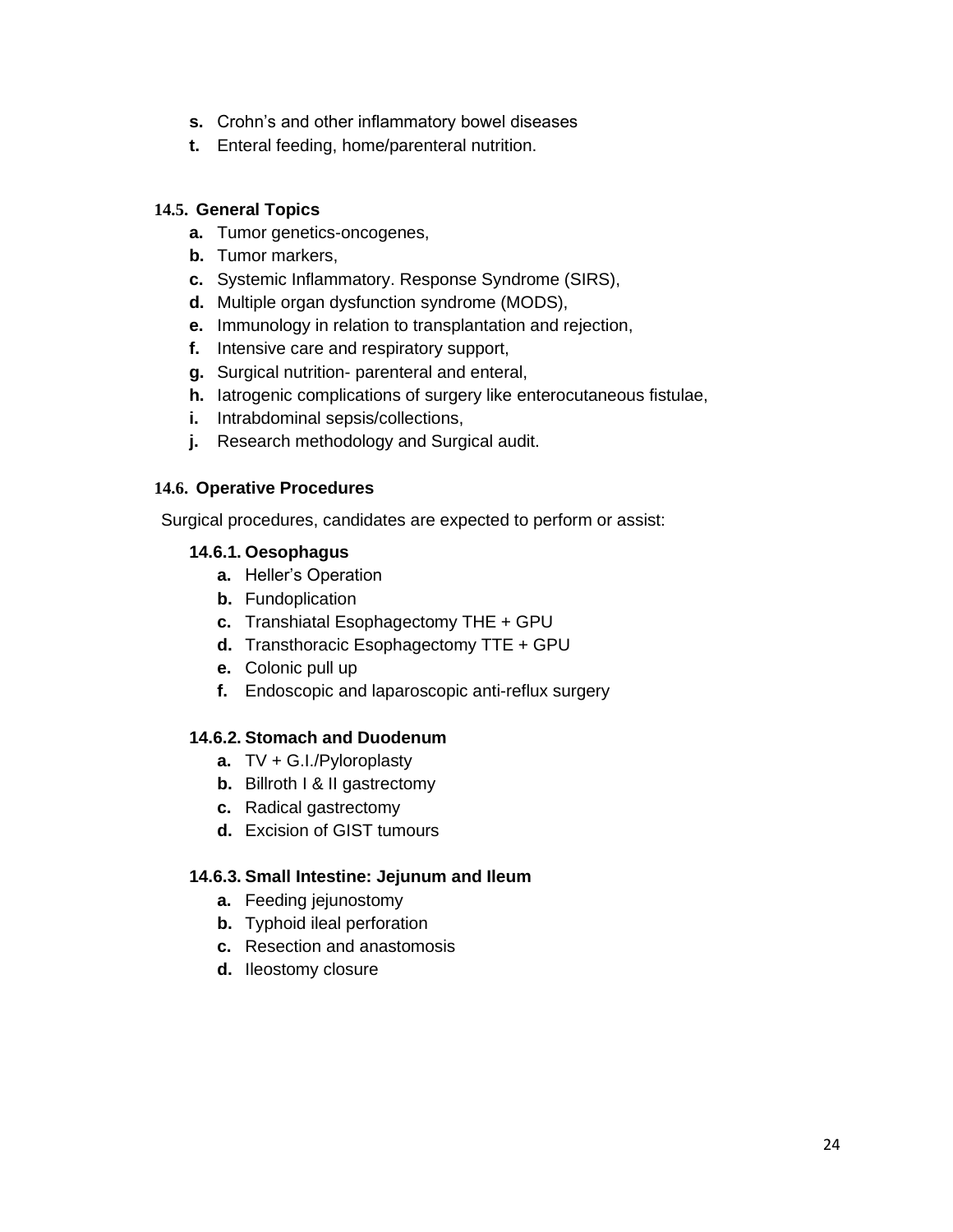- **s.** Crohn's and other inflammatory bowel diseases
- **t.** Enteral feeding, home/parenteral nutrition.

### 14.5. General Topics

- **a.** Tumor genetics-oncogenes,
- **b.** Tumor markers,
- **c.** Systemic Inflammatory. Response Syndrome (SIRS),
- **d.** Multiple organ dysfunction syndrome (MODS),
- **e.** Immunology in relation to transplantation and rejection,
- **f.** Intensive care and respiratory support,
- **g.** Surgical nutrition- parenteral and enteral,
- **h.** Iatrogenic complications of surgery like enterocutaneous fistulae,
- **i.** Intrabdominal sepsis/collections,
- **j.** Research methodology and Surgical audit.

### 14.6. Operative Procedures

Surgical procedures, candidates are expected to perform or assist:

#### 14.6.1. Oesophagus

- **a.** Heller's Operation
- **b.** Fundoplication
- **c.** Transhiatal Esophagectomy THE + GPU
- **d.** Transthoracic Esophagectomy TTE + GPU
- **e.** Colonic pull up
- **f.** Endoscopic and laparoscopic anti-reflux surgery

#### 14.6.2. Stomach and Duodenum

- **a.** TV + G.I./Pyloroplasty
- **b.** Billroth I & II gastrectomy
- **c.** Radical gastrectomy
- **d.** Excision of GIST tumours

#### 14.6.3. Small Intestine: Jejunum and Ileum

- **a.** Feeding jejunostomy
- **b.** Typhoid ileal perforation
- **c.** Resection and anastomosis
- **d.** Ileostomy closure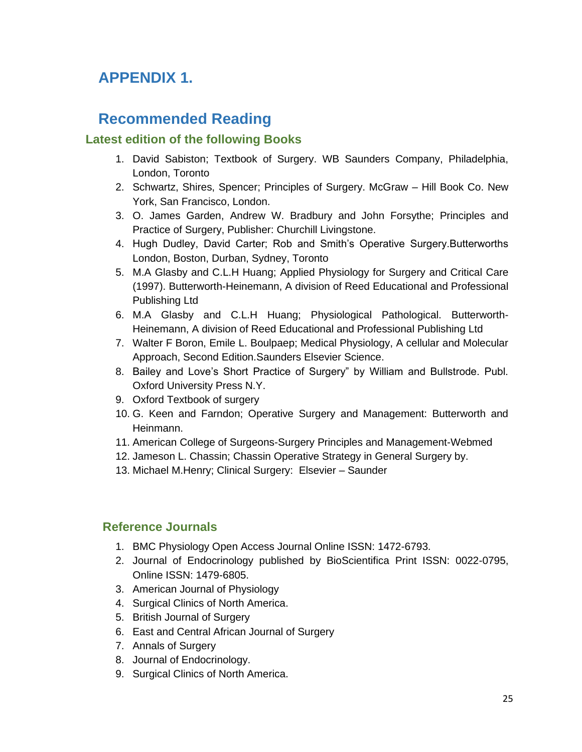# APPENDIX 1.

## Recommended Reading

### Latest edition of the following Books

1. David Sabiston; Textbook of Surgery. WB Saunders Company, Philadelphia, London, Toronto
2. Schwartz, Shires, Spencer; Principles of Surgery. McGraw – Hill Book Co. New York, San Francisco, London.
3. O. James Garden, Andrew W. Bradbury and John Forsythe; Principles and Practice of Surgery, Publisher: Churchill Livingstone.
4. Hugh Dudley, David Carter; Rob and Smith's Operative Surgery.Butterworths London, Boston, Durban, Sydney, Toronto
5. M.A Glasby and C.L.H Huang; Applied Physiology for Surgery and Critical Care (1997). Butterworth-Heinemann, A division of Reed Educational and Professional Publishing Ltd
6. M.A Glasby and C.L.H Huang; Physiological Pathological. Butterworth-Heinemann, A division of Reed Educational and Professional Publishing Ltd
7. Walter F Boron, Emile L. Boulpaep; Medical Physiology, A cellular and Molecular Approach, Second Edition.Saunders Elsevier Science.
8. Bailey and Love's Short Practice of Surgery" by William and Bullstrode. Publ. Oxford University Press N.Y.
9. Oxford Textbook of surgery
10. G. Keen and Farndon; Operative Surgery and Management: Butterworth and Heinmann.
11. American College of Surgeons-Surgery Principles and Management-Webmed
12. Jameson L. Chassin; Chassin Operative Strategy in General Surgery by.
13. Michael M.Henry; Clinical Surgery: Elsevier – Saunder

### Reference Journals

1. BMC Physiology Open Access Journal Online ISSN: 1472-6793.
2. Journal of Endocrinology published by BioScientifica Print ISSN: 0022-0795, Online ISSN: 1479-6805.
3. American Journal of Physiology
4. Surgical Clinics of North America.
5. British Journal of Surgery
6. East and Central African Journal of Surgery
7. Annals of Surgery
8. Journal of Endocrinology.
9. Surgical Clinics of North America.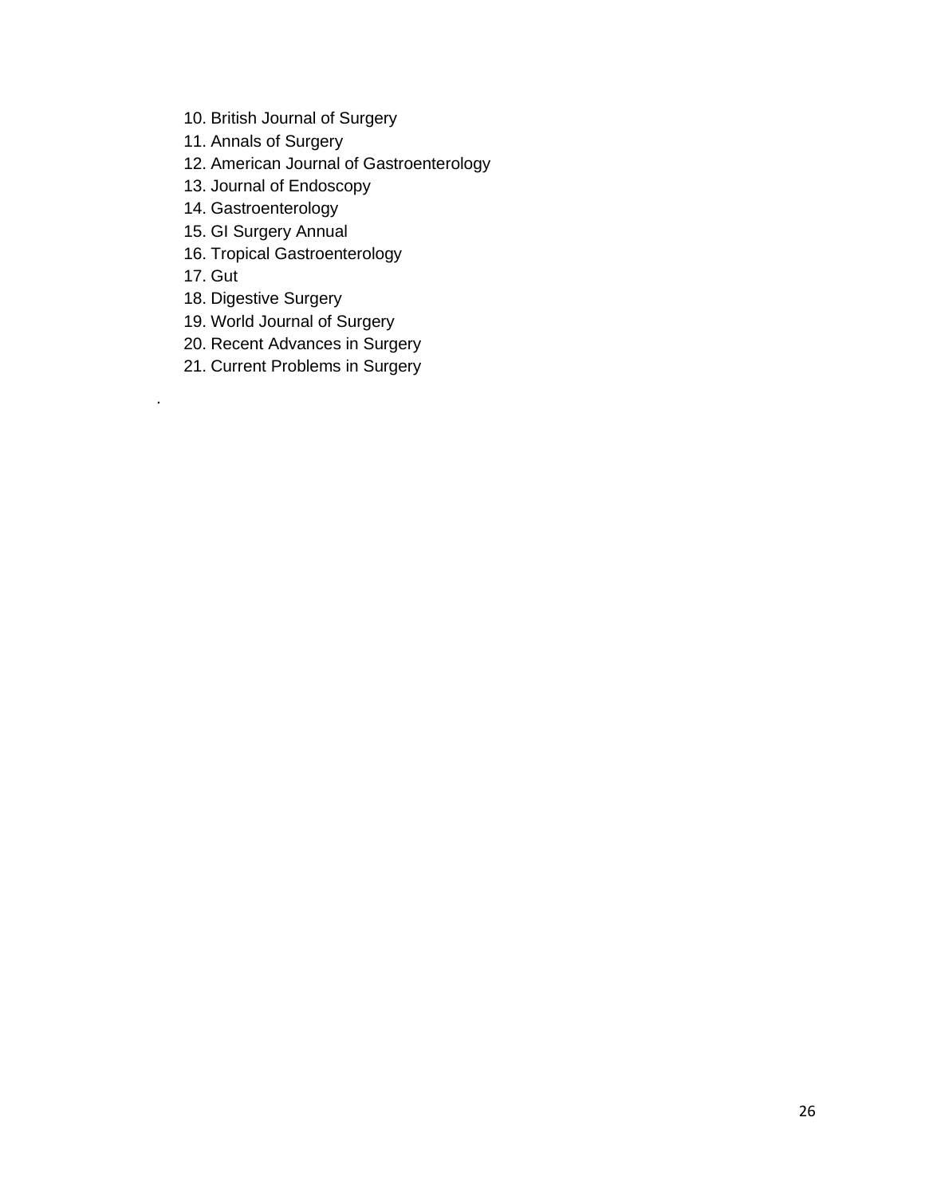10. British Journal of Surgery
11. Annals of Surgery
12. American Journal of Gastroenterology
13. Journal of Endoscopy
14. Gastroenterology
15. GI Surgery Annual
16. Tropical Gastroenterology
17. Gut
18. Digestive Surgery
19. World Journal of Surgery
20. Recent Advances in Surgery
21. Current Problems in Surgery

.